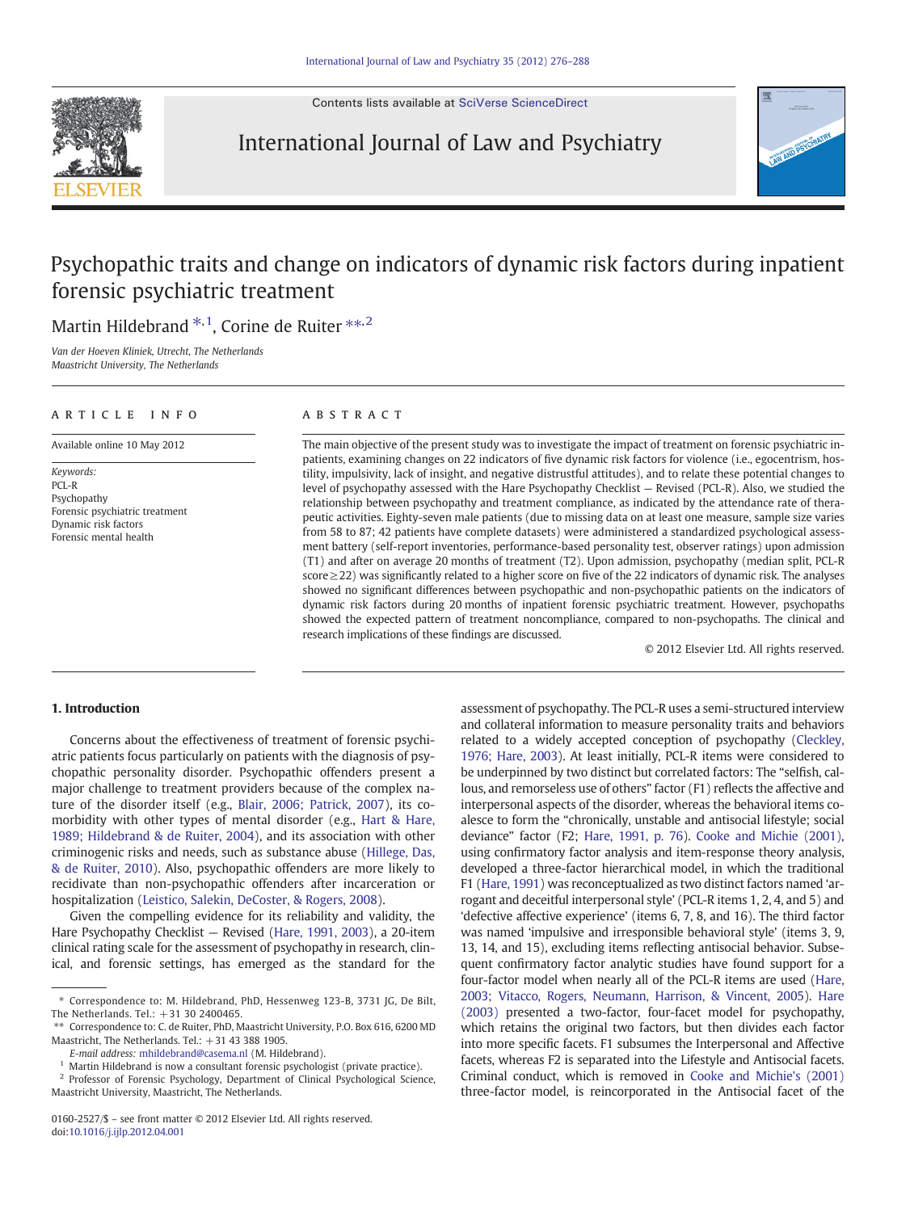Contents lists available at SciVerse ScienceDirect

# International Journal of Law and Psychiatry

# Psychopathic traits and change on indicators of dynamic risk factors during inpatient forensic psychiatric treatment

Martin Hildebrand *[,1], Corine de Ruiter **[,2]

*Van der Hoeven Kliniek, Utrecht, The Netherlands*
*Maastricht University, The Netherlands*

**ARTICLE INFO**

Available online 10 May 2012

*Keywords:*
PCL-R
Psychopathy
Forensic psychiatric treatment
Dynamic risk factors
Forensic mental health

**ABSTRACT**

The main objective of the present study was to investigate the impact of treatment on forensic psychiatric inpatients, examining changes on 22 indicators of five dynamic risk factors for violence (i.e., egocentrism, hostility, impulsivity, lack of insight, and negative distrustful attitudes), and to relate these potential changes to level of psychopathy assessed with the Hare Psychopathy Checklist — Revised (PCL-R). Also, we studied the relationship between psychopathy and treatment compliance, as indicated by the attendance rate of therapeutic activities. Eighty-seven male patients (due to missing data on at least one measure, sample size varies from 58 to 87; 42 patients have complete datasets) were administered a standardized psychological assessment battery (self-report inventories, performance-based personality test, observer ratings) upon admission (T1) and after on average 20 months of treatment (T2). Upon admission, psychopathy (median split, PCL-R score ≥ 22) was significantly related to a higher score on five of the 22 indicators of dynamic risk. The analyses showed no significant differences between psychopathic and non-psychopathic patients on the indicators of dynamic risk factors during 20 months of inpatient forensic psychiatric treatment. However, psychopaths showed the expected pattern of treatment noncompliance, compared to non-psychopaths. The clinical and research implications of these findings are discussed.

© 2012 Elsevier Ltd. All rights reserved.

## 1. Introduction

Concerns about the effectiveness of treatment of forensic psychiatric patients focus particularly on patients with the diagnosis of psychopathic personality disorder. Psychopathic offenders present a major challenge to treatment providers because of the complex nature of the disorder itself (e.g., Blair, 2006; Patrick, 2007), its comorbidity with other types of mental disorder (e.g., Hart & Hare, 1989; Hildebrand & de Ruiter, 2004), and its association with other criminogenic risks and needs, such as substance abuse (Hillege, Das, & de Ruiter, 2010). Also, psychopathic offenders are more likely to recidivate than non-psychopathic offenders after incarceration or hospitalization (Leistico, Salekin, DeCoster, & Rogers, 2008).

Given the compelling evidence for its reliability and validity, the Hare Psychopathy Checklist — Revised (Hare, 1991, 2003), a 20-item clinical rating scale for the assessment of psychopathy in research, clinical, and forensic settings, has emerged as the standard for the assessment of psychopathy. The PCL-R uses a semi-structured interview and collateral information to measure personality traits and behaviors related to a widely accepted conception of psychopathy (Cleckley, 1976; Hare, 2003). At least initially, PCL-R items were considered to be underpinned by two distinct but correlated factors: The "selfish, callous, and remorseless use of others" factor (F1) reflects the affective and interpersonal aspects of the disorder, whereas the behavioral items coalesce to form the "chronically, unstable and antisocial lifestyle; social deviance" factor (F2; Hare, 1991, p. 76). Cooke and Michie (2001), using confirmatory factor analysis and item-response theory analysis, developed a three-factor hierarchical model, in which the traditional F1 (Hare, 1991) was reconceptualized as two distinct factors named 'arrogant and deceitful interpersonal style' (PCL-R items 1, 2, 4, and 5) and 'defective affective experience' (items 6, 7, 8, and 16). The third factor was named 'impulsive and irresponsible behavioral style' (items 3, 9, 13, 14, and 15), excluding items reflecting antisocial behavior. Subsequent confirmatory factor analytic studies have found support for a four-factor model when nearly all of the PCL-R items are used (Hare, 2003; Vitacco, Rogers, Neumann, Harrison, & Vincent, 2005). Hare (2003) presented a two-factor, four-facet model for psychopathy, which retains the original two factors, but then divides each factor into more specific facets. F1 subsumes the Interpersonal and Affective facets, whereas F2 is separated into the Lifestyle and Antisocial facets. Criminal conduct, which is removed in Cooke and Michie's (2001) three-factor model, is reincorporated in the Antisocial facet of the

---

\* Correspondence to: M. Hildebrand, PhD, Hessenweg 123-B, 3731 JG, De Bilt, The Netherlands. Tel.: +31 30 2400465.

\*\* Correspondence to: C. de Ruiter, PhD, Maastricht University, P.O. Box 616, 6200 MD Maastricht, The Netherlands. Tel.: +31 43 388 1905.

*E-mail address:* mhildebrand@casema.nl (M. Hildebrand).

[1] Martin Hildebrand is now a consultant forensic psychologist (private practice).

[2] Professor of Forensic Psychology, Department of Clinical Psychological Science, Maastricht University, Maastricht, The Netherlands.

0160-2527/$ – see front matter © 2012 Elsevier Ltd. All rights reserved.
doi:10.1016/j.ijlp.2012.04.001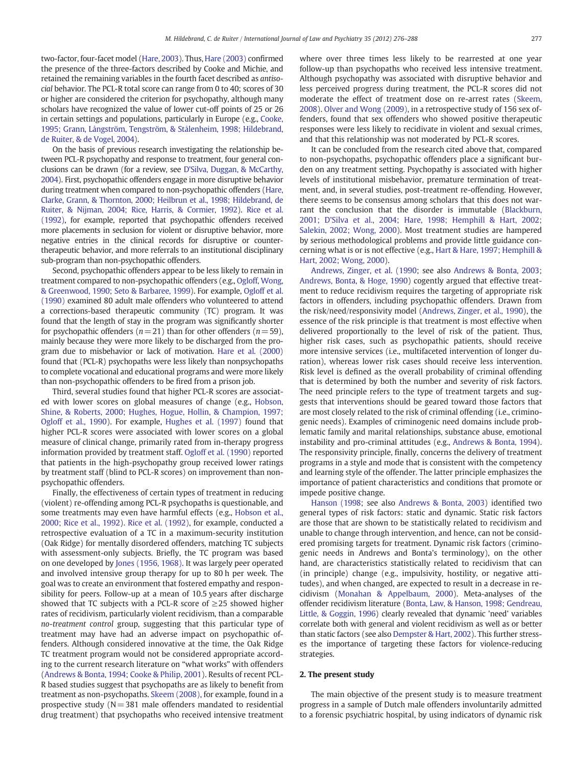two-factor, four-facet model (Hare, 2003). Thus, Hare (2003) confirmed the presence of the three-factors described by Cooke and Michie, and retained the remaining variables in the fourth facet described as *antisocial* behavior. The PCL-R total score can range from 0 to 40; scores of 30 or higher are considered the criterion for psychopathy, although many scholars have recognized the value of lower cut-off points of 25 or 26 in certain settings and populations, particularly in Europe (e.g., Cooke, 1995; Grann, Långström, Tengström, & Stålenheim, 1998; Hildebrand, de Ruiter, & de Vogel, 2004).

On the basis of previous research investigating the relationship between PCL-R psychopathy and response to treatment, four general conclusions can be drawn (for a review, see D'Silva, Duggan, & McCarthy, 2004). First, psychopathic offenders engage in more disruptive behavior during treatment when compared to non-psychopathic offenders (Hare, Clarke, Grann, & Thornton, 2000; Heilbrun et al., 1998; Hildebrand, de Ruiter, & Nijman, 2004; Rice, Harris, & Cormier, 1992). Rice et al. (1992), for example, reported that psychopathic offenders received more placements in seclusion for violent or disruptive behavior, more negative entries in the clinical records for disruptive or countertherapeutic behavior, and more referrals to an institutional disciplinary sub-program than non-psychopathic offenders.

Second, psychopathic offenders appear to be less likely to remain in treatment compared to non-psychopathic offenders (e.g., Ogloff, Wong, & Greenwood, 1990; Seto & Barbaree, 1999). For example, Ogloff et al. (1990) examined 80 adult male offenders who volunteered to attend a corrections-based therapeutic community (TC) program. It was found that the length of stay in the program was significantly shorter for psychopathic offenders ($n = 21$) than for other offenders ($n = 59$), mainly because they were more likely to be discharged from the program due to misbehavior or lack of motivation. Hare et al. (2000) found that (PCL-R) psychopaths were less likely than nonpsychopaths to complete vocational and educational programs and were more likely than non-psychopathic offenders to be fired from a prison job.

Third, several studies found that higher PCL-R scores are associated with lower scores on global measures of change (e.g., Hobson, Shine, & Roberts, 2000; Hughes, Hogue, Hollin, & Champion, 1997; Ogloff et al., 1990). For example, Hughes et al. (1997) found that higher PCL-R scores were associated with lower scores on a global measure of clinical change, primarily rated from in-therapy progress information provided by treatment staff. Ogloff et al. (1990) reported that patients in the high-psychopathy group received lower ratings by treatment staff (blind to PCL-R scores) on improvement than non-psychopathic offenders.

Finally, the effectiveness of certain types of treatment in reducing (violent) re-offending among PCL-R psychopaths is questionable, and some treatments may even have harmful effects (e.g., Hobson et al., 2000; Rice et al., 1992). Rice et al. (1992), for example, conducted a retrospective evaluation of a TC in a maximum-security institution (Oak Ridge) for mentally disordered offenders, matching TC subjects with assessment-only subjects. Briefly, the TC program was based on one developed by Jones (1956, 1968). It was largely peer operated and involved intensive group therapy for up to 80 h per week. The goal was to create an environment that fostered empathy and responsibility for peers. Follow-up at a mean of 10.5 years after discharge showed that TC subjects with a PCL-R score of ≥25 showed higher rates of recidivism, particularly violent recidivism, than a comparable *no-treatment control* group, suggesting that this particular type of treatment may have had an adverse impact on psychopathic offenders. Although considered innovative at the time, the Oak Ridge TC treatment program would not be considered appropriate according to the current research literature on "what works" with offenders (Andrews & Bonta, 1994; Cooke & Philip, 2001). Results of recent PCL-R based studies suggest that psychopaths are as likely to benefit from treatment as non-psychopaths. Skeem (2008), for example, found in a prospective study (N = 381 male offenders mandated to residential drug treatment) that psychopaths who received intensive treatment where over three times less likely to be rearrested at one year follow-up than psychopaths who received less intensive treatment. Although psychopathy was associated with disruptive behavior and less perceived progress during treatment, the PCL-R scores did not moderate the effect of treatment dose on re-arrest rates (Skeem, 2008). Olver and Wong (2009), in a retrospective study of 156 sex offenders, found that sex offenders who showed positive therapeutic responses were less likely to recidivate in violent and sexual crimes, and that this relationship was not moderated by PCL-R scores.

It can be concluded from the research cited above that, compared to non-psychopaths, psychopathic offenders place a significant burden on any treatment setting. Psychopathy is associated with higher levels of institutional misbehavior, premature termination of treatment, and, in several studies, post-treatment re-offending. However, there seems to be consensus among scholars that this does not warrant the conclusion that the disorder is immutable (Blackburn, 2001; D'Silva et al., 2004; Hare, 1998; Hemphill & Hart, 2002; Salekin, 2002; Wong, 2000). Most treatment studies are hampered by serious methodological problems and provide little guidance concerning what is or is not effective (e.g., Hart & Hare, 1997; Hemphill & Hart, 2002; Wong, 2000).

Andrews, Zinger, et al. (1990; see also Andrews & Bonta, 2003; Andrews, Bonta, & Hoge, 1990) cogently argued that effective treatment to reduce recidivism requires the targeting of appropriate risk factors in offenders, including psychopathic offenders. Drawn from the risk/need/responsivity model (Andrews, Zinger, et al., 1990), the essence of the risk principle is that treatment is most effective when delivered proportionally to the level of risk of the patient. Thus, higher risk cases, such as psychopathic patients, should receive more intensive services (i.e., multifaceted intervention of longer duration), whereas lower risk cases should receive less intervention. Risk level is defined as the overall probability of criminal offending that is determined by both the number and severity of risk factors. The need principle refers to the type of treatment targets and suggests that interventions should be geared toward those factors that are most closely related to the risk of criminal offending (i.e., criminogenic needs). Examples of criminogenic need domains include problematic family and marital relationships, substance abuse, emotional instability and pro-criminal attitudes (e.g., Andrews & Bonta, 1994). The responsivity principle, finally, concerns the delivery of treatment programs in a style and mode that is consistent with the competency and learning style of the offender. The latter principle emphasizes the importance of patient characteristics and conditions that promote or impede positive change.

Hanson (1998; see also Andrews & Bonta, 2003) identified two general types of risk factors: static and dynamic. Static risk factors are those that are shown to be statistically related to recidivism and unable to change through intervention, and hence, can not be considered promising targets for treatment. Dynamic risk factors (criminogenic needs in Andrews and Bonta's terminology), on the other hand, are characteristics statistically related to recidivism that can (in principle) change (e.g., impulsivity, hostility, or negative attitudes), and when changed, are expected to result in a decrease in recidivism (Monahan & Appelbaum, 2000). Meta-analyses of the offender recidivism literature (Bonta, Law, & Hanson, 1998; Gendreau, Little, & Goggin, 1996) clearly revealed that dynamic 'need' variables correlate both with general and violent recidivism as well as or better than static factors (see also Dempster & Hart, 2002). This further stresses the importance of targeting these factors for violence-reducing strategies.

## 2. The present study

The main objective of the present study is to measure treatment progress in a sample of Dutch male offenders involuntarily admitted to a forensic psychiatric hospital, by using indicators of dynamic risk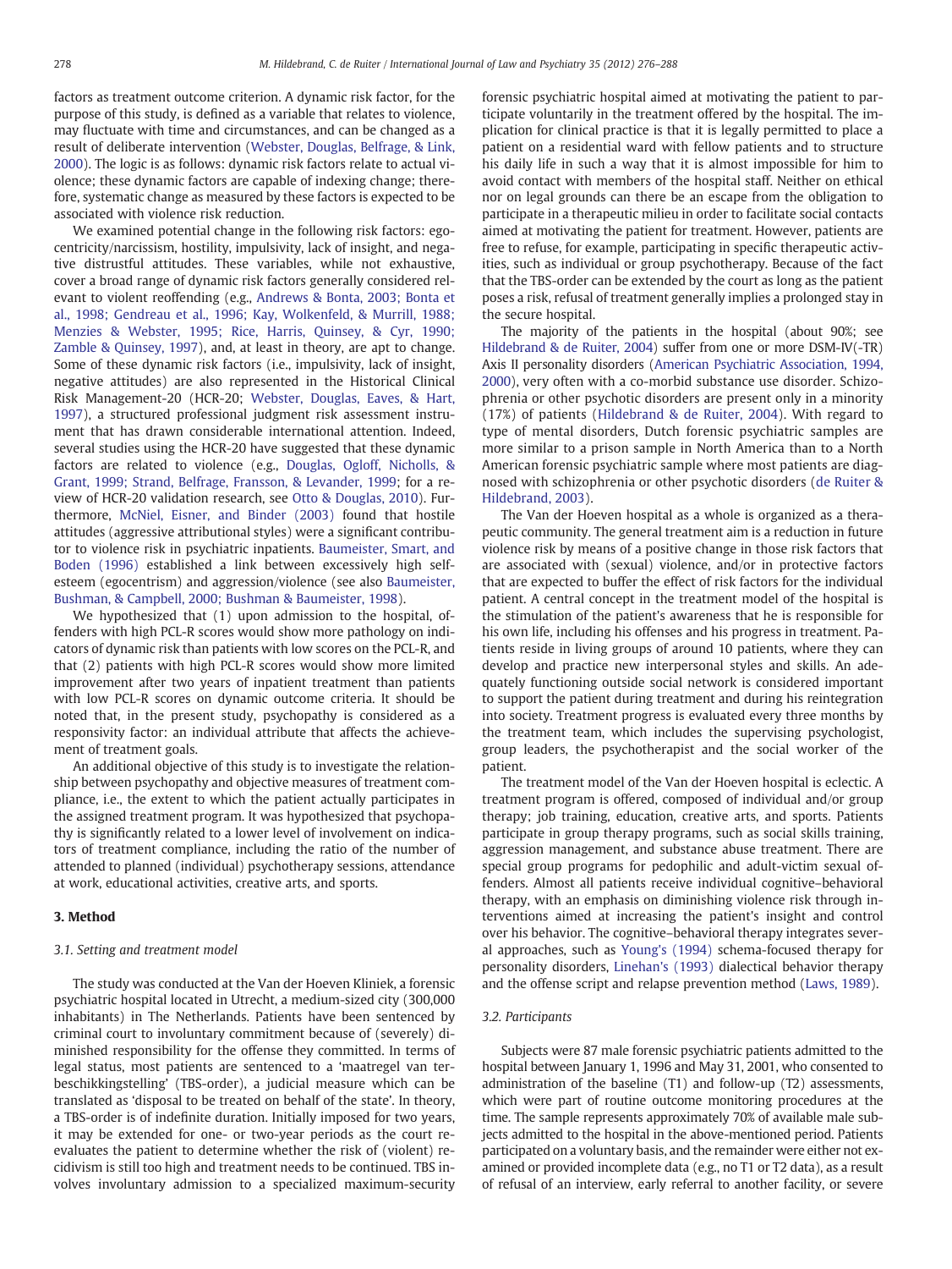factors as treatment outcome criterion. A dynamic risk factor, for the purpose of this study, is defined as a variable that relates to violence, may fluctuate with time and circumstances, and can be changed as a result of deliberate intervention (Webster, Douglas, Belfrage, & Link, 2000). The logic is as follows: dynamic risk factors relate to actual violence; these dynamic factors are capable of indexing change; therefore, systematic change as measured by these factors is expected to be associated with violence risk reduction.

We examined potential change in the following risk factors: egocentricity/narcissism, hostility, impulsivity, lack of insight, and negative distrustful attitudes. These variables, while not exhaustive, cover a broad range of dynamic risk factors generally considered relevant to violent reoffending (e.g., Andrews & Bonta, 2003; Bonta et al., 1998; Gendreau et al., 1996; Kay, Wolkenfeld, & Murrill, 1988; Menzies & Webster, 1995; Rice, Harris, Quinsey, & Cyr, 1990; Zamble & Quinsey, 1997), and, at least in theory, are apt to change. Some of these dynamic risk factors (i.e., impulsivity, lack of insight, negative attitudes) are also represented in the Historical Clinical Risk Management-20 (HCR-20; Webster, Douglas, Eaves, & Hart, 1997), a structured professional judgment risk assessment instrument that has drawn considerable international attention. Indeed, several studies using the HCR-20 have suggested that these dynamic factors are related to violence (e.g., Douglas, Ogloff, Nicholls, & Grant, 1999; Strand, Belfrage, Fransson, & Levander, 1999; for a review of HCR-20 validation research, see Otto & Douglas, 2010). Furthermore, McNiel, Eisner, and Binder (2003) found that hostile attitudes (aggressive attributional styles) were a significant contributor to violence risk in psychiatric inpatients. Baumeister, Smart, and Boden (1996) established a link between excessively high self-esteem (egocentrism) and aggression/violence (see also Baumeister, Bushman, & Campbell, 2000; Bushman & Baumeister, 1998).

We hypothesized that (1) upon admission to the hospital, offenders with high PCL-R scores would show more pathology on indicators of dynamic risk than patients with low scores on the PCL-R, and that (2) patients with high PCL-R scores would show more limited improvement after two years of inpatient treatment than patients with low PCL-R scores on dynamic outcome criteria. It should be noted that, in the present study, psychopathy is considered as a responsivity factor: an individual attribute that affects the achievement of treatment goals.

An additional objective of this study is to investigate the relationship between psychopathy and objective measures of treatment compliance, i.e., the extent to which the patient actually participates in the assigned treatment program. It was hypothesized that psychopathy is significantly related to a lower level of involvement on indicators of treatment compliance, including the ratio of the number of attended to planned (individual) psychotherapy sessions, attendance at work, educational activities, creative arts, and sports.

## 3. Method

### 3.1. Setting and treatment model

The study was conducted at the Van der Hoeven Kliniek, a forensic psychiatric hospital located in Utrecht, a medium-sized city (300,000 inhabitants) in The Netherlands. Patients have been sentenced by criminal court to involuntary commitment because of (severely) diminished responsibility for the offense they committed. In terms of legal status, most patients are sentenced to a 'maatregel van terbeschikkingstelling' (TBS-order), a judicial measure which can be translated as 'disposal to be treated on behalf of the state'. In theory, a TBS-order is of indefinite duration. Initially imposed for two years, it may be extended for one- or two-year periods as the court reevaluates the patient to determine whether the risk of (violent) recidivism is still too high and treatment needs to be continued. TBS involves involuntary admission to a specialized maximum-security forensic psychiatric hospital aimed at motivating the patient to participate voluntarily in the treatment offered by the hospital. The implication for clinical practice is that it is legally permitted to place a patient on a residential ward with fellow patients and to structure his daily life in such a way that it is almost impossible for him to avoid contact with members of the hospital staff. Neither on ethical nor on legal grounds can there be an escape from the obligation to participate in a therapeutic milieu in order to facilitate social contacts aimed at motivating the patient for treatment. However, patients are free to refuse, for example, participating in specific therapeutic activities, such as individual or group psychotherapy. Because of the fact that the TBS-order can be extended by the court as long as the patient poses a risk, refusal of treatment generally implies a prolonged stay in the secure hospital.

The majority of the patients in the hospital (about 90%; see Hildebrand & de Ruiter, 2004) suffer from one or more DSM-IV(-TR) Axis II personality disorders (American Psychiatric Association, 1994, 2000), very often with a co-morbid substance use disorder. Schizophrenia or other psychotic disorders are present only in a minority (17%) of patients (Hildebrand & de Ruiter, 2004). With regard to type of mental disorders, Dutch forensic psychiatric samples are more similar to a prison sample in North America than to a North American forensic psychiatric sample where most patients are diagnosed with schizophrenia or other psychotic disorders (de Ruiter & Hildebrand, 2003).

The Van der Hoeven hospital as a whole is organized as a therapeutic community. The general treatment aim is a reduction in future violence risk by means of a positive change in those risk factors that are associated with (sexual) violence, and/or in protective factors that are expected to buffer the effect of risk factors for the individual patient. A central concept in the treatment model of the hospital is the stimulation of the patient's awareness that he is responsible for his own life, including his offenses and his progress in treatment. Patients reside in living groups of around 10 patients, where they can develop and practice new interpersonal styles and skills. An adequately functioning outside social network is considered important to support the patient during treatment and during his reintegration into society. Treatment progress is evaluated every three months by the treatment team, which includes the supervising psychologist, group leaders, the psychotherapist and the social worker of the patient.

The treatment model of the Van der Hoeven hospital is eclectic. A treatment program is offered, composed of individual and/or group therapy; job training, education, creative arts, and sports. Patients participate in group therapy programs, such as social skills training, aggression management, and substance abuse treatment. There are special group programs for pedophilic and adult-victim sexual offenders. Almost all patients receive individual cognitive–behavioral therapy, with an emphasis on diminishing violence risk through interventions aimed at increasing the patient's insight and control over his behavior. The cognitive–behavioral therapy integrates several approaches, such as Young's (1994) schema-focused therapy for personality disorders, Linehan's (1993) dialectical behavior therapy and the offense script and relapse prevention method (Laws, 1989).

### 3.2. Participants

Subjects were 87 male forensic psychiatric patients admitted to the hospital between January 1, 1996 and May 31, 2001, who consented to administration of the baseline (T1) and follow-up (T2) assessments, which were part of routine outcome monitoring procedures at the time. The sample represents approximately 70% of available male subjects admitted to the hospital in the above-mentioned period. Patients participated on a voluntary basis, and the remainder were either not examined or provided incomplete data (e.g., no T1 or T2 data), as a result of refusal of an interview, early referral to another facility, or severe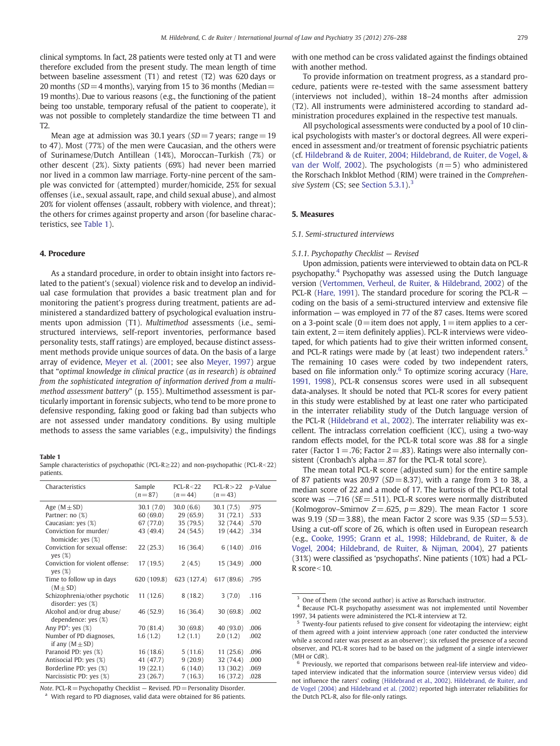clinical symptoms. In fact, 28 patients were tested only at T1 and were therefore excluded from the present study. The mean length of time between baseline assessment (T1) and retest (T2) was 620 days or 20 months ($SD = 4$ months), varying from 15 to 36 months (Median = 19 months). Due to various reasons (e.g., the functioning of the patient being too unstable, temporary refusal of the patient to cooperate), it was not possible to completely standardize the time between T1 and T2.

Mean age at admission was 30.1 years ($SD = 7$ years; range = 19 to 47). Most (77%) of the men were Caucasian, and the others were of Surinamese/Dutch Antillean (14%), Moroccan–Turkish (7%) or other descent (2%). Sixty patients (69%) had never been married nor lived in a common law marriage. Forty-nine percent of the sample was convicted for (attempted) murder/homicide, 25% for sexual offenses (i.e., sexual assault, rape, and child sexual abuse), and almost 20% for violent offenses (assault, robbery with violence, and threat); the others for crimes against property and arson (for baseline characteristics, see Table 1).

**Table 1**
Sample characteristics of psychopathic (PCL-R≥22) and non-psychopathic (PCL-R<22) patients.

| Characteristics | Sample ($n = 87$) | PCL-R<22 ($n = 44$) | PCL-R>22 ($n = 43$) | *p*-Value |
|---|---|---|---|---|
| Age (M ± SD) | 30.1 (7.0) | 30.0 (6.6) | 30.1 (7.5) | .975 |
| Partner: no (%) | 60 (69.0) | 29 (65.9) | 31 (72.1) | .533 |
| Caucasian: yes (%) | 67 (77.0) | 35 (79.5) | 32 (74.4) | .570 |
| Conviction for murder/homicide: yes (%) | 43 (49.4) | 24 (54.5) | 19 (44.2) | .334 |
| Conviction for sexual offense: yes (%) | 22 (25.3) | 16 (36.4) | 6 (14.0) | .016 |
| Conviction for violent offense: yes (%) | 17 (19.5) | 2 (4.5) | 15 (34.9) | .000 |
| Time to follow up in days (M ± SD) | 620 (109.8) | 623 (127.4) | 617 (89.6) | .795 |
| Schizophrenia/other psychotic disorder: yes (%) | 11 (12.6) | 8 (18.2) | 3 (7.0) | .116 |
| Alcohol and/or drug abuse/dependence: yes (%) | 46 (52.9) | 16 (36.4) | 30 (69.8) | .002 |
| Any PD[a]: yes (%) | 70 (81.4) | 30 (69.8) | 40 (93.0) | .006 |
| Number of PD diagnoses, if any (M ± SD) | 1.6 (1.2) | 1.2 (1.1) | 2.0 (1.2) | .002 |
| Paranoid PD: yes (%) | 16 (18.6) | 5 (11.6) | 11 (25.6) | .096 |
| Antisocial PD: yes (%) | 41 (47.7) | 9 (20.9) | 32 (74.4) | .000 |
| Borderline PD: yes (%) | 19 (22.1) | 6 (14.0) | 13 (30.2) | .069 |
| Narcissistic PD: yes (%) | 23 (26.7) | 7 (16.3) | 16 (37.2) | .028 |

*Note*. PCL-R = Psychopathy Checklist — Revised. PD = Personality Disorder.
[a] With regard to PD diagnoses, valid data were obtained for 86 patients.

## 4. Procedure

As a standard procedure, in order to obtain insight into factors related to the patient's (sexual) violence risk and to develop an individual case formulation that provides a basic treatment plan and for monitoring the patient's progress during treatment, patients are administered a standardized battery of psychological evaluation instruments upon admission (T1). *Multimethod* assessments (i.e., semi-structured interviews, self-report inventories, performance based personality tests, staff ratings) are employed, because distinct assessment methods provide unique sources of data. On the basis of a large array of evidence, Meyer et al. (2001; see also Meyer, 1997) argue that "*optimal knowledge in clinical practice* (*as in research*) *is obtained from the sophisticated integration of information derived from a multimethod assessment battery*" (p. 155). Multimethod assessment is particularly important in forensic subjects, who tend to be more prone to defensive responding, faking good or faking bad than subjects who are not assessed under mandatory conditions. By using multiple methods to assess the same variables (e.g., impulsivity) the findings with one method can be cross validated against the findings obtained with another method.

To provide information on treatment progress, as a standard procedure, patients were re-tested with the same assessment battery (interviews not included), within 18–24 months after admission (T2). All instruments were administered according to standard administration procedures explained in the respective test manuals.

All psychological assessments were conducted by a pool of 10 clinical psychologists with master's or doctoral degrees. All were experienced in assessment and/or treatment of forensic psychiatric patients (cf. Hildebrand & de Ruiter, 2004; Hildebrand, de Ruiter, de Vogel, & van der Wolf, 2002). The psychologists ($n = 5$) who administered the Rorschach Inkblot Method (RIM) were trained in the *Comprehensive System* (CS; see Section 5.3.1).[3]

## 5. Measures

### 5.1. Semi-structured interviews

#### 5.1.1. Psychopathy Checklist — Revised

Upon admission, patients were interviewed to obtain data on PCL-R psychopathy.[4] Psychopathy was assessed using the Dutch language version (Vertommen, Verheul, de Ruiter, & Hildebrand, 2002) of the PCL-R (Hare, 1991). The standard procedure for scoring the PCL-R — coding on the basis of a semi-structured interview and extensive file information — was employed in 77 of the 87 cases. Items were scored on a 3-point scale (0 = item does not apply, 1 = item applies to a certain extent, 2 = item definitely applies). PCL-R interviews were videotaped, for which patients had to give their written informed consent, and PCL-R ratings were made by (at least) two independent raters.[5] The remaining 10 cases were coded by two independent raters, based on file information only.[6] To optimize scoring accuracy (Hare, 1991, 1998), PCL-R consensus scores were used in all subsequent data-analyses. It should be noted that PCL-R scores for every patient in this study were established by at least one rater who participated in the interrater reliability study of the Dutch language version of the PCL-R (Hildebrand et al., 2002). The interrater reliability was excellent. The intraclass correlation coefficient (ICC), using a two-way random effects model, for the PCL-R total score was .88 for a single rater (Factor 1 = .76; Factor 2 = .83). Ratings were also internally consistent (Cronbach's alpha = .87 for the PCL-R total score).

The mean total PCL-R score (adjusted sum) for the entire sample of 87 patients was 20.97 ($SD = 8.37$), with a range from 3 to 38, a median score of 22 and a mode of 17. The kurtosis of the PCL-R total score was −.716 ($SE = .511$). PCL-R scores were normally distributed (Kolmogorov–Smirnov $Z = .625$, $p = .829$). The mean Factor 1 score was 9.19 ($SD = 3.88$), the mean Factor 2 score was 9.35 ($SD = 5.53$). Using a cut-off score of 26, which is often used in European research (e.g., Cooke, 1995; Grann et al., 1998; Hildebrand, de Ruiter, & de Vogel, 2004; Hildebrand, de Ruiter, & Nijman, 2004), 27 patients (31%) were classified as 'psychopaths'. Nine patients (10%) had a PCL-R score<10.

[3] One of them (the second author) is active as Rorschach instructor.

[4] Because PCL-R psychopathy assessment was not implemented until November 1997, 34 patients were administered the PCL-R interview at T2.

[5] Twenty-four patients refused to give consent for videotaping the interview; eight of them agreed with a joint interview approach (one rater conducted the interview while a second rater was present as an observer); six refused the presence of a second observer, and PCL-R scores had to be based on the judgment of a single interviewer (MH or CdR).

[6] Previously, we reported that comparisons between real-life interview and videotaped interview indicated that the information source (interview versus video) did not influence the raters' coding (Hildebrand et al., 2002). Hildebrand, de Ruiter, and de Vogel (2004) and Hildebrand et al. (2002) reported high interrater reliabilities for the Dutch PCL-R, also for file-only ratings.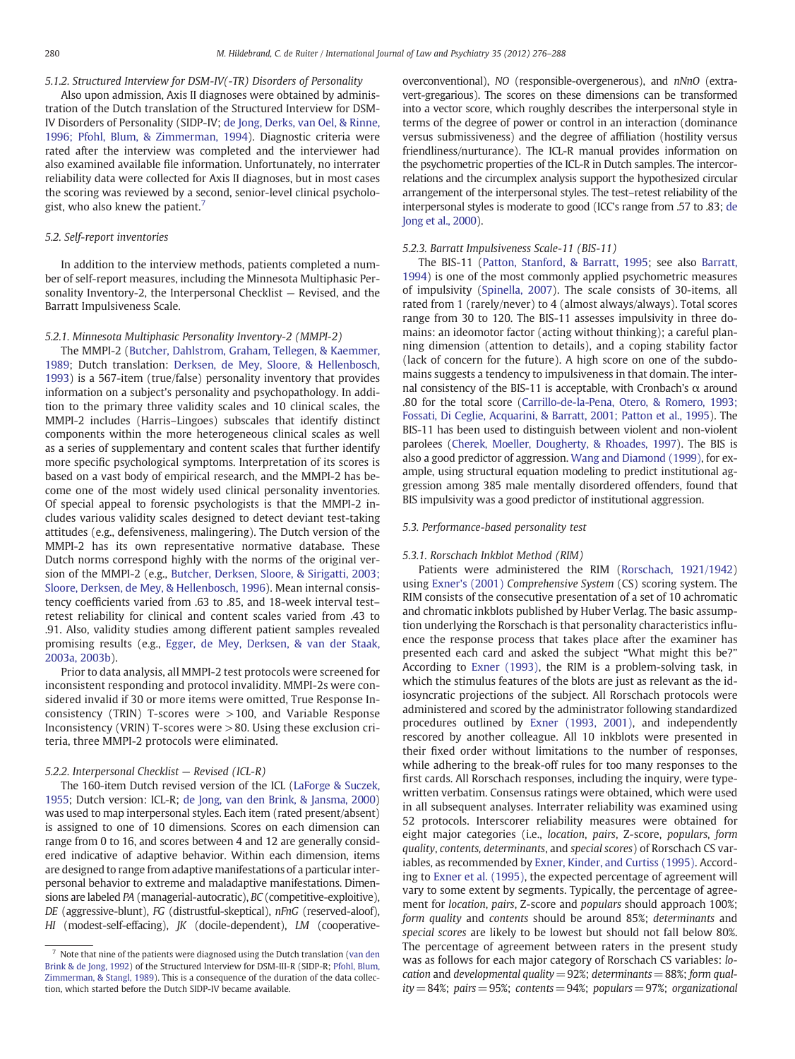#### 5.1.2. Structured Interview for DSM-IV(-TR) Disorders of Personality

Also upon admission, Axis II diagnoses were obtained by administration of the Dutch translation of the Structured Interview for DSM-IV Disorders of Personality (SIDP-IV; de Jong, Derks, van Oel, & Rinne, 1996; Pfohl, Blum, & Zimmerman, 1994). Diagnostic criteria were rated after the interview was completed and the interviewer had also examined available file information. Unfortunately, no interrater reliability data were collected for Axis II diagnoses, but in most cases the scoring was reviewed by a second, senior-level clinical psychologist, who also knew the patient.[7]

### 5.2. Self-report inventories

In addition to the interview methods, patients completed a number of self-report measures, including the Minnesota Multiphasic Personality Inventory-2, the Interpersonal Checklist — Revised, and the Barratt Impulsiveness Scale.

#### 5.2.1. Minnesota Multiphasic Personality Inventory-2 (MMPI-2)

The MMPI-2 (Butcher, Dahlstrom, Graham, Tellegen, & Kaemmer, 1989; Dutch translation: Derksen, de Mey, Sloore, & Hellenbosch, 1993) is a 567-item (true/false) personality inventory that provides information on a subject's personality and psychopathology. In addition to the primary three validity scales and 10 clinical scales, the MMPI-2 includes (Harris–Lingoes) subscales that identify distinct components within the more heterogeneous clinical scales as well as a series of supplementary and content scales that further identify more specific psychological symptoms. Interpretation of its scores is based on a vast body of empirical research, and the MMPI-2 has become one of the most widely used clinical personality inventories. Of special appeal to forensic psychologists is that the MMPI-2 includes various validity scales designed to detect deviant test-taking attitudes (e.g., defensiveness, malingering). The Dutch version of the MMPI-2 has its own representative normative database. These Dutch norms correspond highly with the norms of the original version of the MMPI-2 (e.g., Butcher, Derksen, Sloore, & Sirigatti, 2003; Sloore, Derksen, de Mey, & Hellenbosch, 1996). Mean internal consistency coefficients varied from .63 to .85, and 18-week interval test–retest reliability for clinical and content scales varied from .43 to .91. Also, validity studies among different patient samples revealed promising results (e.g., Egger, de Mey, Derksen, & van der Staak, 2003a, 2003b).

Prior to data analysis, all MMPI-2 test protocols were screened for inconsistent responding and protocol invalidity. MMPI-2s were considered invalid if 30 or more items were omitted, True Response Inconsistency (TRIN) T-scores were >100, and Variable Response Inconsistency (VRIN) T-scores were >80. Using these exclusion criteria, three MMPI-2 protocols were eliminated.

#### 5.2.2. Interpersonal Checklist — Revised (ICL-R)

The 160-item Dutch revised version of the ICL (LaForge & Suczek, 1955; Dutch version: ICL-R; de Jong, van den Brink, & Jansma, 2000) was used to map interpersonal styles. Each item (rated present/absent) is assigned to one of 10 dimensions. Scores on each dimension can range from 0 to 16, and scores between 4 and 12 are generally considered indicative of adaptive behavior. Within each dimension, items are designed to range from adaptive manifestations of a particular interpersonal behavior to extreme and maladaptive manifestations. Dimensions are labeled *PA* (managerial-autocratic), *BC* (competitive-exploitive), *DE* (aggressive-blunt), *FG* (distrustful-skeptical), *nFnG* (reserved-aloof), *HI* (modest-self-effacing), *JK* (docile-dependent), *LM* (cooperative-overconventional), *NO* (responsible-overgenerous), and *nNnO* (extravert-gregarious). The scores on these dimensions can be transformed into a vector score, which roughly describes the interpersonal style in terms of the degree of power or control in an interaction (dominance versus submissiveness) and the degree of affiliation (hostility versus friendliness/nurturance). The ICL-R manual provides information on the psychometric properties of the ICL-R in Dutch samples. The intercorrelations and the circumplex analysis support the hypothesized circular arrangement of the interpersonal styles. The test–retest reliability of the interpersonal styles is moderate to good (ICC's range from .57 to .83; de Jong et al., 2000).

#### 5.2.3. Barratt Impulsiveness Scale-11 (BIS-11)

The BIS-11 (Patton, Stanford, & Barratt, 1995; see also Barratt, 1994) is one of the most commonly applied psychometric measures of impulsivity (Spinella, 2007). The scale consists of 30-items, all rated from 1 (rarely/never) to 4 (almost always/always). Total scores range from 30 to 120. The BIS-11 assesses impulsivity in three domains: an ideomotor factor (acting without thinking); a careful planning dimension (attention to details), and a coping stability factor (lack of concern for the future). A high score on one of the subdomains suggests a tendency to impulsiveness in that domain. The internal consistency of the BIS-11 is acceptable, with Cronbach's α around .80 for the total score (Carrillo-de-la-Pena, Otero, & Romero, 1993; Fossati, Di Ceglie, Acquarini, & Barratt, 2001; Patton et al., 1995). The BIS-11 has been used to distinguish between violent and non-violent parolees (Cherek, Moeller, Dougherty, & Rhoades, 1997). The BIS is also a good predictor of aggression. Wang and Diamond (1999), for example, using structural equation modeling to predict institutional aggression among 385 male mentally disordered offenders, found that BIS impulsivity was a good predictor of institutional aggression.

### 5.3. Performance-based personality test

#### 5.3.1. Rorschach Inkblot Method (RIM)

Patients were administered the RIM (Rorschach, 1921/1942) using Exner's (2001) *Comprehensive System* (CS) scoring system. The RIM consists of the consecutive presentation of a set of 10 achromatic and chromatic inkblots published by Huber Verlag. The basic assumption underlying the Rorschach is that personality characteristics influence the response process that takes place after the examiner has presented each card and asked the subject "What might this be?" According to Exner (1993), the RIM is a problem-solving task, in which the stimulus features of the blots are just as relevant as the idiosyncratic projections of the subject. All Rorschach protocols were administered and scored by the administrator following standardized procedures outlined by Exner (1993, 2001), and independently rescored by another colleague. All 10 inkblots were presented in their fixed order without limitations to the number of responses, while adhering to the break-off rules for too many responses to the first cards. All Rorschach responses, including the inquiry, were typewritten verbatim. Consensus ratings were obtained, which were used in all subsequent analyses. Interrater reliability was examined using 52 protocols. Interscorer reliability measures were obtained for eight major categories (i.e., *location*, *pairs*, Z-score, *populars*, *form quality*, *contents*, *determinants*, and *special scores*) of Rorschach CS variables, as recommended by Exner, Kinder, and Curtiss (1995). According to Exner et al. (1995), the expected percentage of agreement will vary to some extent by segments. Typically, the percentage of agreement for *location*, *pairs*, Z-score and *populars* should approach 100%; *form quality* and *contents* should be around 85%; *determinants* and *special scores* are likely to be lowest but should not fall below 80%. The percentage of agreement between raters in the present study was as follows for each major category of Rorschach CS variables: *location* and *developmental quality* = 92%; *determinants* = 88%; *form quality* = 84%; *pairs* = 95%; *contents* = 94%; *populars* = 97%; *organizational*

---

[7] Note that nine of the patients were diagnosed using the Dutch translation (van den Brink & de Jong, 1992) of the Structured Interview for DSM-III-R (SIDP-R; Pfohl, Blum, Zimmerman, & Stangl, 1989). This is a consequence of the duration of the data collection, which started before the Dutch SIDP-IV became available.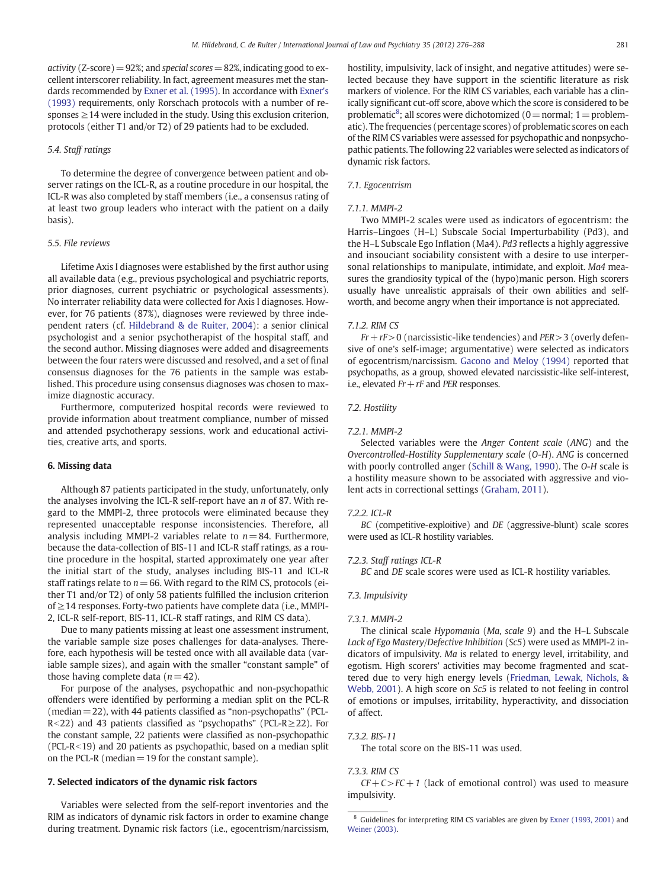*activity* (Z-score) = 92%; and *special scores* = 82%, indicating good to excellent interscorer reliability. In fact, agreement measures met the standards recommended by Exner et al. (1995). In accordance with Exner's (1993) requirements, only Rorschach protocols with a number of responses ≥ 14 were included in the study. Using this exclusion criterion, protocols (either T1 and/or T2) of 29 patients had to be excluded.

### 5.4. Staff ratings

To determine the degree of convergence between patient and observer ratings on the ICL-R, as a routine procedure in our hospital, the ICL-R was also completed by staff members (i.e., a consensus rating of at least two group leaders who interact with the patient on a daily basis).

### 5.5. File reviews

Lifetime Axis I diagnoses were established by the first author using all available data (e.g., previous psychological and psychiatric reports, prior diagnoses, current psychiatric or psychological assessments). No interrater reliability data were collected for Axis I diagnoses. However, for 76 patients (87%), diagnoses were reviewed by three independent raters (cf. Hildebrand & de Ruiter, 2004): a senior clinical psychologist and a senior psychotherapist of the hospital staff, and the second author. Missing diagnoses were added and disagreements between the four raters were discussed and resolved, and a set of final consensus diagnoses for the 76 patients in the sample was established. This procedure using consensus diagnoses was chosen to maximize diagnostic accuracy.

Furthermore, computerized hospital records were reviewed to provide information about treatment compliance, number of missed and attended psychotherapy sessions, work and educational activities, creative arts, and sports.

## 6. Missing data

Although 87 patients participated in the study, unfortunately, only the analyses involving the ICL-R self-report have an *n* of 87. With regard to the MMPI-2, three protocols were eliminated because they represented unacceptable response inconsistencies. Therefore, all analysis including MMPI-2 variables relate to $n = 84$. Furthermore, because the data-collection of BIS-11 and ICL-R staff ratings, as a routine procedure in the hospital, started approximately one year after the initial start of the study, analyses including BIS-11 and ICL-R staff ratings relate to $n = 66$. With regard to the RIM CS, protocols (either T1 and/or T2) of only 58 patients fulfilled the inclusion criterion of ≥ 14 responses. Forty-two patients have complete data (i.e., MMPI-2, ICL-R self-report, BIS-11, ICL-R staff ratings, and RIM CS data).

Due to many patients missing at least one assessment instrument, the variable sample size poses challenges for data-analyses. Therefore, each hypothesis will be tested once with all available data (variable sample sizes), and again with the smaller "constant sample" of those having complete data ($n = 42$).

For purpose of the analyses, psychopathic and non-psychopathic offenders were identified by performing a median split on the PCL-R (median = 22), with 44 patients classified as "non-psychopaths" (PCL-R < 22) and 43 patients classified as "psychopaths" (PCL-R ≥ 22). For the constant sample, 22 patients were classified as non-psychopathic (PCL-R < 19) and 20 patients as psychopathic, based on a median split on the PCL-R (median = 19 for the constant sample).

## 7. Selected indicators of the dynamic risk factors

Variables were selected from the self-report inventories and the RIM as indicators of dynamic risk factors in order to examine change during treatment. Dynamic risk factors (i.e., egocentrism/narcissism, hostility, impulsivity, lack of insight, and negative attitudes) were selected because they have support in the scientific literature as risk markers of violence. For the RIM CS variables, each variable has a clinically significant cut-off score, above which the score is considered to be problematic[8]; all scores were dichotomized (0 = normal; 1 = problematic). The frequencies (percentage scores) of problematic scores on each of the RIM CS variables were assessed for psychopathic and nonpsychopathic patients. The following 22 variables were selected as indicators of dynamic risk factors.

### 7.1. Egocentrism

#### 7.1.1. MMPI-2

Two MMPI-2 scales were used as indicators of egocentrism: the Harris–Lingoes (H–L) Subscale Social Imperturbability (Pd3), and the H–L Subscale Ego Inflation (Ma4). *Pd3* reflects a highly aggressive and insouciant sociability consistent with a desire to use interpersonal relationships to manipulate, intimidate, and exploit. *Ma4* measures the grandiosity typical of the (hypo)manic person. High scorers usually have unrealistic appraisals of their own abilities and self-worth, and become angry when their importance is not appreciated.

#### 7.1.2. RIM CS

*Fr + rF* > 0 (narcissistic-like tendencies) and *PER* > 3 (overly defensive of one's self-image; argumentative) were selected as indicators of egocentrism/narcissism. Gacono and Meloy (1994) reported that psychopaths, as a group, showed elevated narcissistic-like self-interest, i.e., elevated *Fr + rF* and *PER* responses.

### 7.2. Hostility

#### 7.2.1. MMPI-2

Selected variables were the *Anger Content scale* (*ANG*) and the *Overcontrolled-Hostility Supplementary scale* (*O-H*). *ANG* is concerned with poorly controlled anger (Schill & Wang, 1990). The *O-H* scale is a hostility measure shown to be associated with aggressive and violent acts in correctional settings (Graham, 2011).

#### 7.2.2. ICL-R

*BC* (competitive-exploitive) and *DE* (aggressive-blunt) scale scores were used as ICL-R hostility variables.

#### 7.2.3. Staff ratings ICL-R

*BC* and *DE* scale scores were used as ICL-R hostility variables.

### 7.3. Impulsivity

#### 7.3.1. MMPI-2

The clinical scale *Hypomania* (*Ma, scale 9*) and the H–L Subscale *Lack of Ego Mastery/Defective Inhibition* (*Sc5*) were used as MMPI-2 indicators of impulsivity. *Ma* is related to energy level, irritability, and egotism. High scorers' activities may become fragmented and scattered due to very high energy levels (Friedman, Lewak, Nichols, & Webb, 2001). A high score on *Sc5* is related to not feeling in control of emotions or impulses, irritability, hyperactivity, and dissociation of affect.

#### 7.3.2. BIS-11

The total score on the BIS-11 was used.

#### 7.3.3. RIM CS

*CF + C > FC + 1* (lack of emotional control) was used to measure impulsivity.

---

[8] Guidelines for interpreting RIM CS variables are given by Exner (1993, 2001) and Weiner (2003).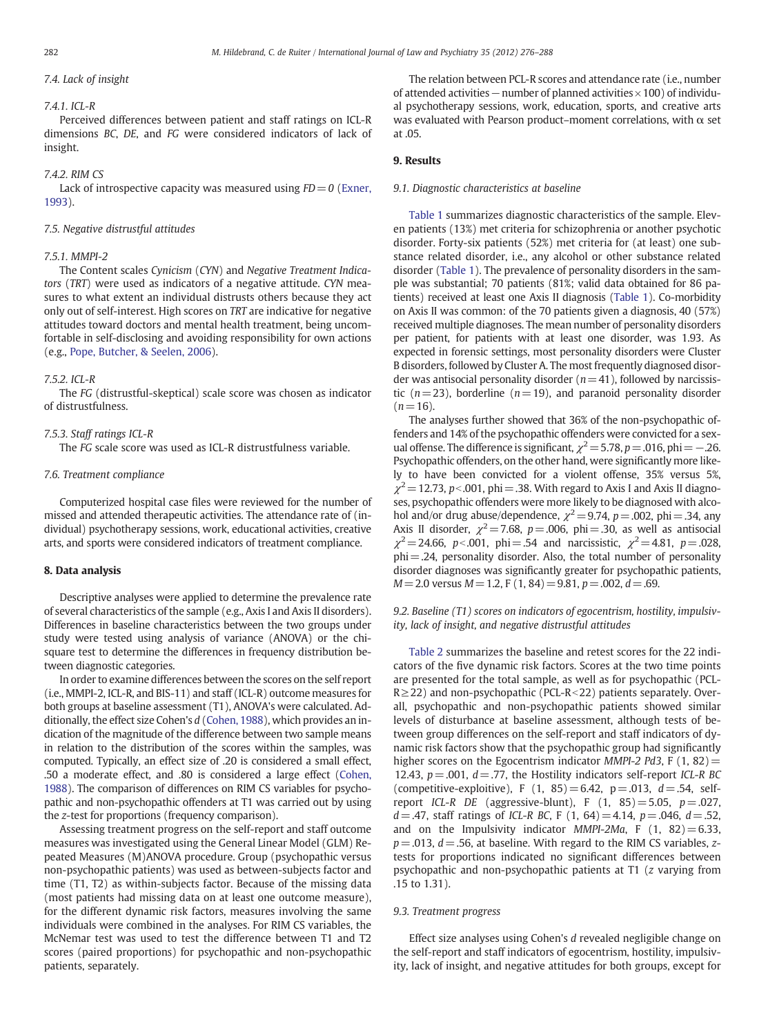### 7.4. Lack of insight

#### 7.4.1. ICL-R

Perceived differences between patient and staff ratings on ICL-R dimensions *BC*, *DE*, and *FG* were considered indicators of lack of insight.

#### 7.4.2. RIM CS

Lack of introspective capacity was measured using *FD = 0* (Exner, 1993).

### 7.5. Negative distrustful attitudes

#### 7.5.1. MMPI-2

The Content scales *Cynicism* (*CYN*) and *Negative Treatment Indicators* (*TRT*) were used as indicators of a negative attitude. *CYN* measures to what extent an individual distrusts others because they act only out of self-interest. High scores on *TRT* are indicative for negative attitudes toward doctors and mental health treatment, being uncomfortable in self-disclosing and avoiding responsibility for own actions (e.g., Pope, Butcher, & Seelen, 2006).

#### 7.5.2. ICL-R

The *FG* (distrustful-skeptical) scale score was chosen as indicator of distrustfulness.

#### 7.5.3. Staff ratings ICL-R

The *FG* scale score was used as ICL-R distrustfulness variable.

### 7.6. Treatment compliance

Computerized hospital case files were reviewed for the number of missed and attended therapeutic activities. The attendance rate of (individual) psychotherapy sessions, work, educational activities, creative arts, and sports were considered indicators of treatment compliance.

## 8. Data analysis

Descriptive analyses were applied to determine the prevalence rate of several characteristics of the sample (e.g., Axis I and Axis II disorders). Differences in baseline characteristics between the two groups under study were tested using analysis of variance (ANOVA) or the chi-square test to determine the differences in frequency distribution between diagnostic categories.

In order to examine differences between the scores on the self report (i.e., MMPI-2, ICL-R, and BIS-11) and staff (ICL-R) outcome measures for both groups at baseline assessment (T1), ANOVA's were calculated. Additionally, the effect size Cohen's *d* (Cohen, 1988), which provides an indication of the magnitude of the difference between two sample means in relation to the distribution of the scores within the samples, was computed. Typically, an effect size of .20 is considered a small effect, .50 a moderate effect, and .80 is considered a large effect (Cohen, 1988). The comparison of differences on RIM CS variables for psychopathic and non-psychopathic offenders at T1 was carried out by using the *z*-test for proportions (frequency comparison).

Assessing treatment progress on the self-report and staff outcome measures was investigated using the General Linear Model (GLM) Repeated Measures (M)ANOVA procedure. Group (psychopathic versus non-psychopathic patients) was used as between-subjects factor and time (T1, T2) as within-subjects factor. Because of the missing data (most patients had missing data on at least one outcome measure), for the different dynamic risk factors, measures involving the same individuals were combined in the analyses. For RIM CS variables, the McNemar test was used to test the difference between T1 and T2 scores (paired proportions) for psychopathic and non-psychopathic patients, separately.

The relation between PCL-R scores and attendance rate (i.e., number of attended activities − number of planned activities × 100) of individual psychotherapy sessions, work, education, sports, and creative arts was evaluated with Pearson product–moment correlations, with α set at .05.

## 9. Results

### 9.1. Diagnostic characteristics at baseline

Table 1 summarizes diagnostic characteristics of the sample. Eleven patients (13%) met criteria for schizophrenia or another psychotic disorder. Forty-six patients (52%) met criteria for (at least) one substance related disorder, i.e., any alcohol or other substance related disorder (Table 1). The prevalence of personality disorders in the sample was substantial; 70 patients (81%; valid data obtained for 86 patients) received at least one Axis II diagnosis (Table 1). Co-morbidity on Axis II was common: of the 70 patients given a diagnosis, 40 (57%) received multiple diagnoses. The mean number of personality disorders per patient, for patients with at least one disorder, was 1.93. As expected in forensic settings, most personality disorders were Cluster B disorders, followed by Cluster A. The most frequently diagnosed disorder was antisocial personality disorder ($n = 41$), followed by narcissistic ($n = 23$), borderline ($n = 19$), and paranoid personality disorder ($n = 16$).

The analyses further showed that 36% of the non-psychopathic offenders and 14% of the psychopathic offenders were convicted for a sexual offense. The difference is significant, $\chi^2 = 5.78$, $p = .016$, phi $= -.26$. Psychopathic offenders, on the other hand, were significantly more likely to have been convicted for a violent offense, 35% versus 5%, $\chi^2 = 12.73$, $p < .001$, phi $= .38$. With regard to Axis I and Axis II diagnoses, psychopathic offenders were more likely to be diagnosed with alcohol and/or drug abuse/dependence, $\chi^2 = 9.74$, $p = .002$, phi $= .34$, any Axis II disorder, $\chi^2 = 7.68$, $p = .006$, phi $= .30$, as well as antisocial $\chi^2 = 24.66$, $p < .001$, phi $= .54$ and narcissistic, $\chi^2 = 4.81$, $p = .028$, phi $= .24$, personality disorder. Also, the total number of personality disorder diagnoses was significantly greater for psychopathic patients, $M = 2.0$ versus $M = 1.2$, $F\ (1, 84) = 9.81$, $p = .002$, $d = .69$.

### 9.2. Baseline (T1) scores on indicators of egocentrism, hostility, impulsivity, lack of insight, and negative distrustful attitudes

Table 2 summarizes the baseline and retest scores for the 22 indicators of the five dynamic risk factors. Scores at the two time points are presented for the total sample, as well as for psychopathic (PCL-R ≥ 22) and non-psychopathic (PCL-R < 22) patients separately. Overall, psychopathic and non-psychopathic patients showed similar levels of disturbance at baseline assessment, although tests of between group differences on the self-report and staff indicators of dynamic risk factors show that the psychopathic group had significantly higher scores on the Egocentrism indicator *MMPI-2 Pd3*, $F\ (1, 82) = 12.43$, $p = .001$, $d = .77$, the Hostility indicators self-report *ICL-R BC* (competitive-exploitive), $F\ (1, 85) = 6.42$, $p = .013$, $d = .54$, self-report *ICL-R DE* (aggressive-blunt), $F\ (1, 85) = 5.05$, $p = .027$, $d = .47$, staff ratings of *ICL-R BC*, $F\ (1, 64) = 4.14$, $p = .046$, $d = .52$, and on the Impulsivity indicator *MMPI-2Ma*, $F\ (1, 82) = 6.33$, $p = .013$, $d = .56$, at baseline. With regard to the RIM CS variables, *z*-tests for proportions indicated no significant differences between psychopathic and non-psychopathic patients at T1 (*z* varying from .15 to 1.31).

### 9.3. Treatment progress

Effect size analyses using Cohen's *d* revealed negligible change on the self-report and staff indicators of egocentrism, hostility, impulsivity, lack of insight, and negative attitudes for both groups, except for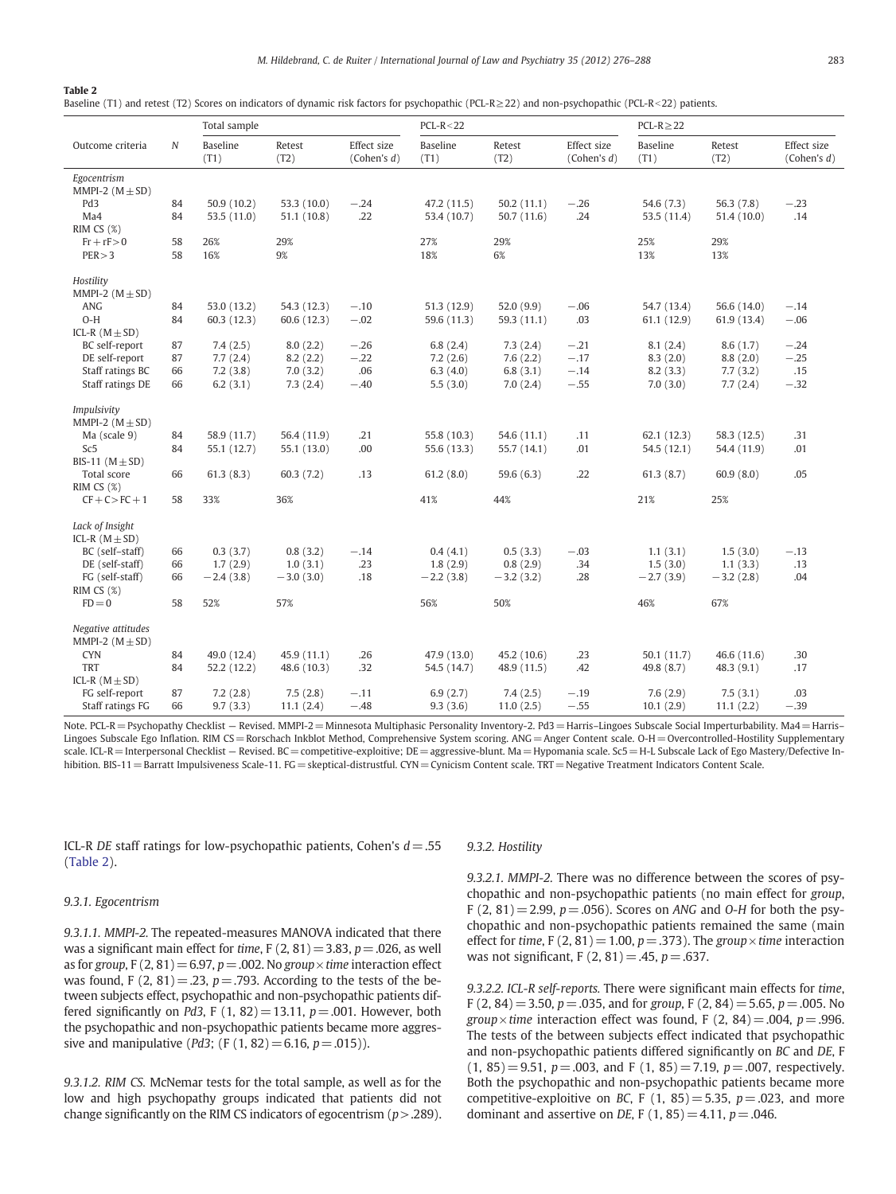**Table 2**
Baseline (T1) and retest (T2) Scores on indicators of dynamic risk factors for psychopathic (PCL-R≥22) and non-psychopathic (PCL-R<22) patients.

| Outcome criteria | N | Total sample | | | PCL-R<22 | | | PCL-R≥22 | | |
|---|---|---|---|---|---|---|---|---|---|---|
| | | Baseline (T1) | Retest (T2) | Effect size (Cohen's *d*) | Baseline (T1) | Retest (T2) | Effect size (Cohen's *d*) | Baseline (T1) | Retest (T2) | Effect size (Cohen's *d*) |
| *Egocentrism* | | | | | | | | | | |
| MMPI-2 (M ± SD) | | | | | | | | | | |
| Pd3 | 84 | 50.9 (10.2) | 53.3 (10.0) | −.24 | 47.2 (11.5) | 50.2 (11.1) | −.26 | 54.6 (7.3) | 56.3 (7.8) | −.23 |
| Ma4 | 84 | 53.5 (11.0) | 51.1 (10.8) | .22 | 53.4 (10.7) | 50.7 (11.6) | .24 | 53.5 (11.4) | 51.4 (10.0) | .14 |
| RIM CS (%) | | | | | | | | | | |
| Fr + rF > 0 | 58 | 26% | 29% | | 27% | 29% | | 25% | 29% | |
| PER > 3 | 58 | 16% | 9% | | 18% | 6% | | 13% | 13% | |
| *Hostility* | | | | | | | | | | |
| MMPI-2 (M ± SD) | | | | | | | | | | |
| ANG | 84 | 53.0 (13.2) | 54.3 (12.3) | −.10 | 51.3 (12.9) | 52.0 (9.9) | −.06 | 54.7 (13.4) | 56.6 (14.0) | −.14 |
| O-H | 84 | 60.3 (12.3) | 60.6 (12.3) | −.02 | 59.6 (11.3) | 59.3 (11.1) | .03 | 61.1 (12.9) | 61.9 (13.4) | −.06 |
| ICL-R (M ± SD) | | | | | | | | | | |
| BC self-report | 87 | 7.4 (2.5) | 8.0 (2.2) | −.26 | 6.8 (2.4) | 7.3 (2.4) | −.21 | 8.1 (2.4) | 8.6 (1.7) | −.24 |
| DE self-report | 87 | 7.7 (2.4) | 8.2 (2.2) | −.22 | 7.2 (2.6) | 7.6 (2.2) | −.17 | 8.3 (2.0) | 8.8 (2.0) | −.25 |
| Staff ratings BC | 66 | 7.2 (3.8) | 7.0 (3.2) | .06 | 6.3 (4.0) | 6.8 (3.1) | −.14 | 8.2 (3.3) | 7.7 (3.2) | .15 |
| Staff ratings DE | 66 | 6.2 (3.1) | 7.3 (2.4) | −.40 | 5.5 (3.0) | 7.0 (2.4) | −.55 | 7.0 (3.0) | 7.7 (2.4) | −.32 |
| *Impulsivity* | | | | | | | | | | |
| MMPI-2 (M ± SD) | | | | | | | | | | |
| Ma (scale 9) | 84 | 58.9 (11.7) | 56.4 (11.9) | .21 | 55.8 (10.3) | 54.6 (11.1) | .11 | 62.1 (12.3) | 58.3 (12.5) | .31 |
| Sc5 | 84 | 55.1 (12.7) | 55.1 (13.0) | .00 | 55.6 (13.3) | 55.7 (14.1) | .01 | 54.5 (12.1) | 54.4 (11.9) | .01 |
| BIS-11 (M ± SD) | | | | | | | | | | |
| Total score | 66 | 61.3 (8.3) | 60.3 (7.2) | .13 | 61.2 (8.0) | 59.6 (6.3) | .22 | 61.3 (8.7) | 60.9 (8.0) | .05 |
| RIM CS (%) | | | | | | | | | | |
| CF + C > FC + 1 | 58 | 33% | 36% | | 41% | 44% | | 21% | 25% | |
| *Lack of Insight* | | | | | | | | | | |
| ICL-R (M ± SD) | | | | | | | | | | |
| BC (self–staff) | 66 | 0.3 (3.7) | 0.8 (3.2) | −.14 | 0.4 (4.1) | 0.5 (3.3) | −.03 | 1.1 (3.1) | 1.5 (3.0) | −.13 |
| DE (self-staff) | 66 | 1.7 (2.9) | 1.0 (3.1) | .23 | 1.8 (2.9) | 0.8 (2.9) | .34 | 1.5 (3.0) | 1.1 (3.3) | .13 |
| FG (self-staff) | 66 | −2.4 (3.8) | −3.0 (3.0) | .18 | −2.2 (3.8) | −3.2 (3.2) | .28 | −2.7 (3.9) | −3.2 (2.8) | .04 |
| RIM CS (%) | | | | | | | | | | |
| FD = 0 | 58 | 52% | 57% | | 56% | 50% | | 46% | 67% | |
| *Negative attitudes* | | | | | | | | | | |
| MMPI-2 (M ± SD) | | | | | | | | | | |
| CYN | 84 | 49.0 (12.4) | 45.9 (11.1) | .26 | 47.9 (13.0) | 45.2 (10.6) | .23 | 50.1 (11.7) | 46.6 (11.6) | .30 |
| TRT | 84 | 52.2 (12.2) | 48.6 (10.3) | .32 | 54.5 (14.7) | 48.9 (11.5) | .42 | 49.8 (8.7) | 48.3 (9.1) | .17 |
| ICL-R (M ± SD) | | | | | | | | | | |
| FG self-report | 87 | 7.2 (2.8) | 7.5 (2.8) | −.11 | 6.9 (2.7) | 7.4 (2.5) | −.19 | 7.6 (2.9) | 7.5 (3.1) | .03 |
| Staff ratings FG | 66 | 9.7 (3.3) | 11.1 (2.4) | −.48 | 9.3 (3.6) | 11.0 (2.5) | −.55 | 10.1 (2.9) | 11.1 (2.2) | −.39 |

Note. PCL-R = Psychopathy Checklist — Revised. MMPI-2 = Minnesota Multiphasic Personality Inventory-2. Pd3 = Harris–Lingoes Subscale Social Imperturbability. Ma4 = Harris–Lingoes Subscale Ego Inflation. RIM CS = Rorschach Inkblot Method, Comprehensive System scoring. ANG = Anger Content scale. O-H = Overcontrolled-Hostility Supplementary scale. ICL-R = Interpersonal Checklist — Revised. BC = competitive-exploitive; DE = aggressive-blunt. Ma = Hypomania scale. Sc5 = H-L Subscale Lack of Ego Mastery/Defective Inhibition. BIS-11 = Barratt Impulsiveness Scale-11. FG = skeptical-distrustful. CYN = Cynicism Content scale. TRT = Negative Treatment Indicators Content Scale.

ICL-R *DE* staff ratings for low-psychopathic patients, Cohen's $d = .55$ (Table 2).

### 9.3.1. Egocentrism

*9.3.1.1. MMPI-2.* The repeated-measures MANOVA indicated that there was a significant main effect for *time*, $F(2, 81) = 3.83$, $p = .026$, as well as for *group*, $F(2, 81) = 6.97$, $p = .002$. No *group* × *time* interaction effect was found, $F(2, 81) = .23$, $p = .793$. According to the tests of the between subjects effect, psychopathic and non-psychopathic patients differed significantly on *Pd3*, $F(1, 82) = 13.11$, $p = .001$. However, both the psychopathic and non-psychopathic patients became more aggressive and manipulative (*Pd3*; ($F(1, 82) = 6.16$, $p = .015$)).

*9.3.1.2. RIM CS.* McNemar tests for the total sample, as well as for the low and high psychopathy groups indicated that patients did not change significantly on the RIM CS indicators of egocentrism ($p > .289$).

### 9.3.2. Hostility

*9.3.2.1. MMPI-2.* There was no difference between the scores of psychopathic and non-psychopathic patients (no main effect for *group*, $F(2, 81) = 2.99$, $p = .056$). Scores on *ANG* and *O-H* for both the psychopathic and non-psychopathic patients remained the same (main effect for *time*, $F(2, 81) = 1.00$, $p = .373$). The *group* × *time* interaction was not significant, $F(2, 81) = .45$, $p = .637$.

*9.3.2.2. ICL-R self-reports.* There were significant main effects for *time*, $F(2, 84) = 3.50$, $p = .035$, and for *group*, $F(2, 84) = 5.65$, $p = .005$. No *group* × *time* interaction effect was found, $F(2, 84) = .004$, $p = .996$. The tests of the between subjects effect indicated that psychopathic and non-psychopathic patients differed significantly on *BC* and *DE*, $F(1, 85) = 9.51$, $p = .003$, and $F(1, 85) = 7.19$, $p = .007$, respectively. Both the psychopathic and non-psychopathic patients became more competitive-exploitive on *BC*, $F(1, 85) = 5.35$, $p = .023$, and more dominant and assertive on *DE*, $F(1, 85) = 4.11$, $p = .046$.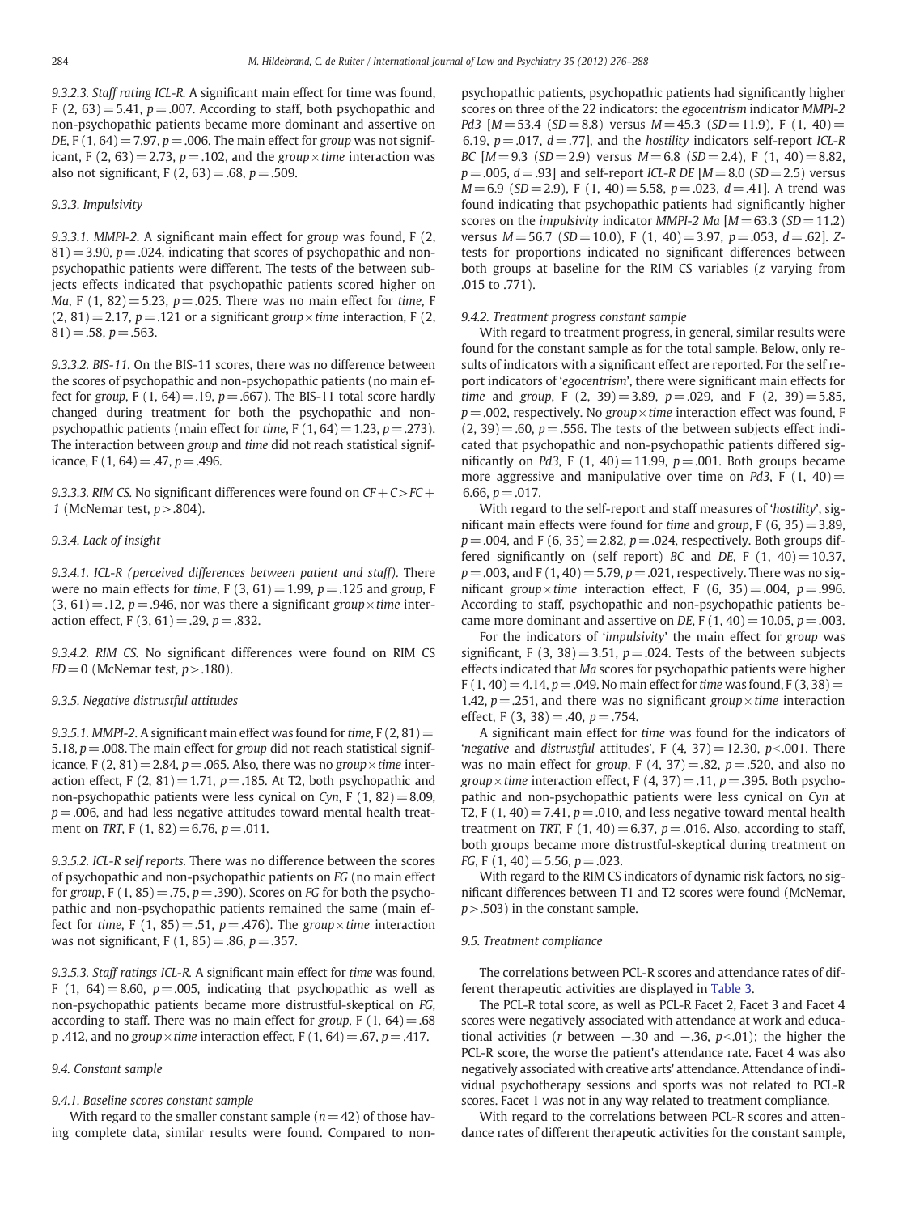*9.3.2.3. Staff rating ICL-R.* A significant main effect for time was found, F (2, 63) = 5.41, $p$ = .007. According to staff, both psychopathic and non-psychopathic patients became more dominant and assertive on *DE*, F (1, 64) = 7.97, $p$ = .006. The main effect for *group* was not significant, F (2, 63) = 2.73, $p$ = .102, and the *group* × *time* interaction was also not significant, F (2, 63) = .68, $p$ = .509.

### 9.3.3. Impulsivity

*9.3.3.1. MMPI-2.* A significant main effect for *group* was found, F (2, 81) = 3.90, $p$ = .024, indicating that scores of psychopathic and non-psychopathic patients were different. The tests of the between subjects effects indicated that psychopathic patients scored higher on *Ma*, F (1, 82) = 5.23, $p$ = .025. There was no main effect for *time*, F (2, 81) = 2.17, $p$ = .121 or a significant *group* × *time* interaction, F (2, 81) = .58, $p$ = .563.

*9.3.3.2. BIS-11.* On the BIS-11 scores, there was no difference between the scores of psychopathic and non-psychopathic patients (no main effect for *group*, F (1, 64) = .19, $p$ = .667). The BIS-11 total score hardly changed during treatment for both the psychopathic and non-psychopathic patients (main effect for *time*, F (1, 64) = 1.23, $p$ = .273). The interaction between *group* and *time* did not reach statistical significance, F (1, 64) = .47, $p$ = .496.

*9.3.3.3. RIM CS.* No significant differences were found on *CF* + *C* > *FC* + *1* (McNemar test, $p$ > .804).

### 9.3.4. Lack of insight

*9.3.4.1. ICL-R (perceived differences between patient and staff).* There were no main effects for *time*, F (3, 61) = 1.99, $p$ = .125 and *group*, F (3, 61) = .12, $p$ = .946, nor was there a significant *group* × *time* interaction effect, F (3, 61) = .29, $p$ = .832.

*9.3.4.2. RIM CS.* No significant differences were found on RIM CS *FD* = 0 (McNemar test, $p$ > .180).

### 9.3.5. Negative distrustful attitudes

*9.3.5.1. MMPI-2.* A significant main effect was found for *time*, F (2, 81) = 5.18, $p$ = .008. The main effect for *group* did not reach statistical significance, F (2, 81) = 2.84, $p$ = .065. Also, there was no *group* × *time* interaction effect, F (2, 81) = 1.71, $p$ = .185. At T2, both psychopathic and non-psychopathic patients were less cynical on *Cyn*, F (1, 82) = 8.09, $p$ = .006, and had less negative attitudes toward mental health treatment on *TRT*, F (1, 82) = 6.76, $p$ = .011.

*9.3.5.2. ICL-R self reports.* There was no difference between the scores of psychopathic and non-psychopathic patients on *FG* (no main effect for *group*, F (1, 85) = .75, $p$ = .390). Scores on *FG* for both the psychopathic and non-psychopathic patients remained the same (main effect for *time*, F (1, 85) = .51, $p$ = .476). The *group* × *time* interaction was not significant, F (1, 85) = .86, $p$ = .357.

*9.3.5.3. Staff ratings ICL-R.* A significant main effect for *time* was found, F (1, 64) = 8.60, $p$ = .005, indicating that psychopathic as well as non-psychopathic patients became more distrustful-skeptical on *FG*, according to staff. There was no main effect for *group*, F (1, 64) = .68 p .412, and no *group* × *time* interaction effect, F (1, 64) = .67, $p$ = .417.

## 9.4. Constant sample

### 9.4.1. Baseline scores constant sample

With regard to the smaller constant sample ($n$ = 42) of those having complete data, similar results were found. Compared to non-psychopathic patients, psychopathic patients had significantly higher scores on three of the 22 indicators: the *egocentrism* indicator *MMPI-2 Pd3* [$M$ = 53.4 ($SD$ = 8.8) versus $M$ = 45.3 ($SD$ = 11.9), F (1, 40) = 6.19, $p$ = .017, $d$ = .77], and the *hostility* indicators self-report *ICL-R BC* [$M$ = 9.3 ($SD$ = 2.9) versus $M$ = 6.8 ($SD$ = 2.4), F (1, 40) = 8.82, $p$ = .005, $d$ = .93] and self-report *ICL-R DE* [$M$ = 8.0 ($SD$ = 2.5) versus $M$ = 6.9 ($SD$ = 2.9), F (1, 40) = 5.58, $p$ = .023, $d$ = .41]. A trend was found indicating that psychopathic patients had significantly higher scores on the *impulsivity* indicator *MMPI-2 Ma* [$M$ = 63.3 ($SD$ = 11.2) versus $M$ = 56.7 ($SD$ = 10.0), F (1, 40) = 3.97, $p$ = .053, $d$ = .62]. *Z*-tests for proportions indicated no significant differences between both groups at baseline for the RIM CS variables ($z$ varying from .015 to .771).

### 9.4.2. Treatment progress constant sample

With regard to treatment progress, in general, similar results were found for the constant sample as for the total sample. Below, only results of indicators with a significant effect are reported. For the self report indicators of '*egocentrism*', there were significant main effects for *time* and *group*, F (2, 39) = 3.89, $p$ = .029, and F (2, 39) = 5.85, $p$ = .002, respectively. No *group* × *time* interaction effect was found, F (2, 39) = .60, $p$ = .556. The tests of the between subjects effect indicated that psychopathic and non-psychopathic patients differed significantly on *Pd3*, F (1, 40) = 11.99, $p$ = .001. Both groups became more aggressive and manipulative over time on *Pd3*, F (1, 40) = 6.66, $p$ = .017.

With regard to the self-report and staff measures of '*hostility*', significant main effects were found for *time* and *group*, F (6, 35) = 3.89, $p$ = .004, and F (6, 35) = 2.82, $p$ = .024, respectively. Both groups differed significantly on (self report) *BC* and *DE*, F (1, 40) = 10.37, $p$ = .003, and F (1, 40) = 5.79, $p$ = .021, respectively. There was no significant *group* × *time* interaction effect, F (6, 35) = .004, $p$ = .996. According to staff, psychopathic and non-psychopathic patients became more dominant and assertive on *DE*, F (1, 40) = 10.05, $p$ = .003.

For the indicators of '*impulsivity*' the main effect for *group* was significant, F (3, 38) = 3.51, $p$ = .024. Tests of the between subjects effects indicated that *Ma* scores for psychopathic patients were higher F (1, 40) = 4.14, $p$ = .049. No main effect for *time* was found, F (3, 38) = 1.42, $p$ = .251, and there was no significant *group* × *time* interaction effect, F (3, 38) = .40, $p$ = .754.

A significant main effect for *time* was found for the indicators of '*negative* and *distrustful* attitudes', F (4, 37) = 12.30, $p$ < .001. There was no main effect for *group*, F (4, 37) = .82, $p$ = .520, and also no *group* × *time* interaction effect, F (4, 37) = .11, $p$ = .395. Both psychopathic and non-psychopathic patients were less cynical on *Cyn* at T2, F (1, 40) = 7.41, $p$ = .010, and less negative toward mental health treatment on *TRT*, F (1, 40) = 6.37, $p$ = .016. Also, according to staff, both groups became more distrustful-skeptical during treatment on *FG*, F (1, 40) = 5.56, $p$ = .023.

With regard to the RIM CS indicators of dynamic risk factors, no significant differences between T1 and T2 scores were found (McNemar, $p$ > .503) in the constant sample.

## 9.5. Treatment compliance

The correlations between PCL-R scores and attendance rates of different therapeutic activities are displayed in Table 3.

The PCL-R total score, as well as PCL-R Facet 2, Facet 3 and Facet 4 scores were negatively associated with attendance at work and educational activities ($r$ between −.30 and −.36, $p$ < .01); the higher the PCL-R score, the worse the patient's attendance rate. Facet 4 was also negatively associated with creative arts' attendance. Attendance of individual psychotherapy sessions and sports was not related to PCL-R scores. Facet 1 was not in any way related to treatment compliance.

With regard to the correlations between PCL-R scores and attendance rates of different therapeutic activities for the constant sample,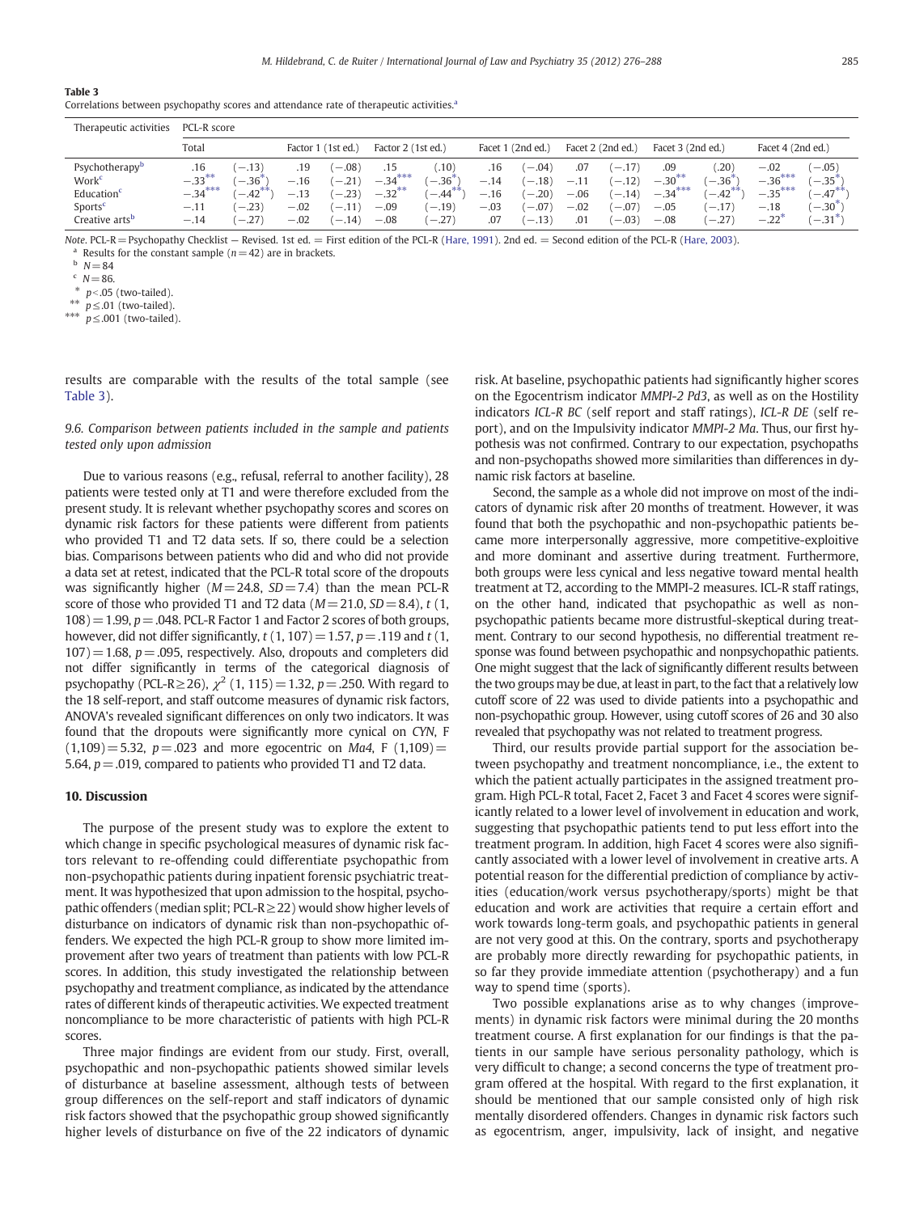**Table 3**
Correlations between psychopathy scores and attendance rate of therapeutic activities.[a]

| Therapeutic activities | PCL-R score | | | | | | | | | | | | | |
|---|---|---|---|---|---|---|---|---|---|---|---|---|---|---|
| | Total | | Factor 1 (1st ed.) | | Factor 2 (1st ed.) | | Facet 1 (2nd ed.) | | Facet 2 (2nd ed.) | | Facet 3 (2nd ed.) | | Facet 4 (2nd ed.) | |
| Psychotherapy[b] | .16 | (−.13) | .19 | (−.08) | .15 | (.10) | .16 | (−.04) | .07 | (−.17) | .09 | (.20) | −.02 | (−.05) |
| Work[c] | −.33** | (−.36*) | −.16 | (−.21) | −.34*** | (−.36*) | −.14 | (−.18) | −.11 | (−.12) | −.30** | (−.36*) | −.36*** | (−.35*) |
| Education[c] | −.34*** | (−.42**) | −.13 | (−.23) | −.32** | (−.44**) | −.16 | (−.20) | −.06 | (−.14) | −.34*** | (−.42**) | −.35*** | (−.47**) |
| Sports[c] | −.11 | (−.23) | −.02 | (−.11) | −.09 | (−.19) | −.03 | (−.07) | −.02 | (−.07) | −.05 | (−.17) | −.18 | (−.30*) |
| Creative arts[b] | −.14 | (−.27) | −.02 | (−.14) | −.08 | (−.27) | .07 | (−.13) | .01 | (−.03) | −.08 | (−.27) | −.22* | (−.31*) |

*Note*. PCL-R = Psychopathy Checklist − Revised. 1st ed. = First edition of the PCL-R (Hare, 1991). 2nd ed. = Second edition of the PCL-R (Hare, 2003).
[a] Results for the constant sample ($n = 42$) are in brackets.
[b] $N = 84$
[c] $N = 86$.
\* $p < .05$ (two-tailed).
\*\* $p \leq .01$ (two-tailed).
\*\*\* $p \leq .001$ (two-tailed).

results are comparable with the results of the total sample (see Table 3).

### 9.6. Comparison between patients included in the sample and patients tested only upon admission

Due to various reasons (e.g., refusal, referral to another facility), 28 patients were tested only at T1 and were therefore excluded from the present study. It is relevant whether psychopathy scores and scores on dynamic risk factors for these patients were different from patients who provided T1 and T2 data sets. If so, there could be a selection bias. Comparisons between patients who did and who did not provide a data set at retest, indicated that the PCL-R total score of the dropouts was significantly higher ($M = 24.8$, $SD = 7.4$) than the mean PCL-R score of those who provided T1 and T2 data ($M = 21.0$, $SD = 8.4$), $t$ (1, 108) = 1.99, $p = .048$. PCL-R Factor 1 and Factor 2 scores of both groups, however, did not differ significantly, $t$ (1, 107) = 1.57, $p = .119$ and $t$ (1, 107) = 1.68, $p = .095$, respectively. Also, dropouts and completers did not differ significantly in terms of the categorical diagnosis of psychopathy (PCL-R ≥ 26), $\chi^2$ (1, 115) = 1.32, $p = .250$. With regard to the 18 self-report, and staff outcome measures of dynamic risk factors, ANOVA's revealed significant differences on only two indicators. It was found that the dropouts were significantly more cynical on *CYN*, F (1,109) = 5.32, $p = .023$ and more egocentric on *Ma4*, F (1,109) = 5.64, $p = .019$, compared to patients who provided T1 and T2 data.

## 10. Discussion

The purpose of the present study was to explore the extent to which change in specific psychological measures of dynamic risk factors relevant to re-offending could differentiate psychopathic from non-psychopathic patients during inpatient forensic psychiatric treatment. It was hypothesized that upon admission to the hospital, psychopathic offenders (median split; PCL-R ≥ 22) would show higher levels of disturbance on indicators of dynamic risk than non-psychopathic offenders. We expected the high PCL-R group to show more limited improvement after two years of treatment than patients with low PCL-R scores. In addition, this study investigated the relationship between psychopathy and treatment compliance, as indicated by the attendance rates of different kinds of therapeutic activities. We expected treatment noncompliance to be more characteristic of patients with high PCL-R scores.

Three major findings are evident from our study. First, overall, psychopathic and non-psychopathic patients showed similar levels of disturbance at baseline assessment, although tests of between group differences on the self-report and staff indicators of dynamic risk factors showed that the psychopathic group showed significantly higher levels of disturbance on five of the 22 indicators of dynamic risk. At baseline, psychopathic patients had significantly higher scores on the Egocentrism indicator *MMPI-2 Pd3*, as well as on the Hostility indicators *ICL-R BC* (self report and staff ratings), *ICL-R DE* (self report), and on the Impulsivity indicator *MMPI-2 Ma*. Thus, our first hypothesis was not confirmed. Contrary to our expectation, psychopaths and non-psychopaths showed more similarities than differences in dynamic risk factors at baseline.

Second, the sample as a whole did not improve on most of the indicators of dynamic risk after 20 months of treatment. However, it was found that both the psychopathic and non-psychopathic patients became more interpersonally aggressive, more competitive-exploitive and more dominant and assertive during treatment. Furthermore, both groups were less cynical and less negative toward mental health treatment at T2, according to the MMPI-2 measures. ICL-R staff ratings, on the other hand, indicated that psychopathic as well as non-psychopathic patients became more distrustful-skeptical during treatment. Contrary to our second hypothesis, no differential treatment response was found between psychopathic and nonpsychopathic patients. One might suggest that the lack of significantly different results between the two groups may be due, at least in part, to the fact that a relatively low cutoff score of 22 was used to divide patients into a psychopathic and non-psychopathic group. However, using cutoff scores of 26 and 30 also revealed that psychopathy was not related to treatment progress.

Third, our results provide partial support for the association between psychopathy and treatment noncompliance, i.e., the extent to which the patient actually participates in the assigned treatment program. High PCL-R total, Facet 2, Facet 3 and Facet 4 scores were significantly related to a lower level of involvement in education and work, suggesting that psychopathic patients tend to put less effort into the treatment program. In addition, high Facet 4 scores were also significantly associated with a lower level of involvement in creative arts. A potential reason for the differential prediction of compliance by activities (education/work versus psychotherapy/sports) might be that education and work are activities that require a certain effort and work towards long-term goals, and psychopathic patients in general are not very good at this. On the contrary, sports and psychotherapy are probably more directly rewarding for psychopathic patients, in so far they provide immediate attention (psychotherapy) and a fun way to spend time (sports).

Two possible explanations arise as to why changes (improvements) in dynamic risk factors were minimal during the 20 months treatment course. A first explanation for our findings is that the patients in our sample have serious personality pathology, which is very difficult to change; a second concerns the type of treatment program offered at the hospital. With regard to the first explanation, it should be mentioned that our sample consisted only of high risk mentally disordered offenders. Changes in dynamic risk factors such as egocentrism, anger, impulsivity, lack of insight, and negative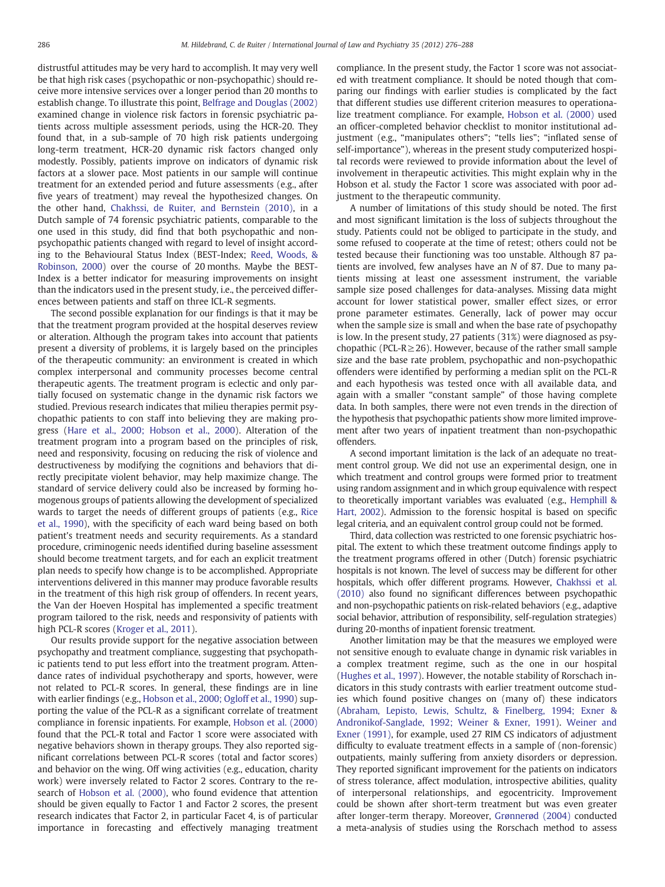distrustful attitudes may be very hard to accomplish. It may very well be that high risk cases (psychopathic or non-psychopathic) should receive more intensive services over a longer period than 20 months to establish change. To illustrate this point, Belfrage and Douglas (2002) examined change in violence risk factors in forensic psychiatric patients across multiple assessment periods, using the HCR-20. They found that, in a sub-sample of 70 high risk patients undergoing long-term treatment, HCR-20 dynamic risk factors changed only modestly. Possibly, patients improve on indicators of dynamic risk factors at a slower pace. Most patients in our sample will continue treatment for an extended period and future assessments (e.g., after five years of treatment) may reveal the hypothesized changes. On the other hand, Chakhssi, de Ruiter, and Bernstein (2010), in a Dutch sample of 74 forensic psychiatric patients, comparable to the one used in this study, did find that both psychopathic and non-psychopathic patients changed with regard to level of insight according to the Behavioural Status Index (BEST-Index; Reed, Woods, & Robinson, 2000) over the course of 20 months. Maybe the BEST-Index is a better indicator for measuring improvements on insight than the indicators used in the present study, i.e., the perceived differences between patients and staff on three ICL-R segments.

The second possible explanation for our findings is that it may be that the treatment program provided at the hospital deserves review or alteration. Although the program takes into account that patients present a diversity of problems, it is largely based on the principles of the therapeutic community: an environment is created in which complex interpersonal and community processes become central therapeutic agents. The treatment program is eclectic and only partially focused on systematic change in the dynamic risk factors we studied. Previous research indicates that milieu therapies permit psychopathic patients to con staff into believing they are making progress (Hare et al., 2000; Hobson et al., 2000). Alteration of the treatment program into a program based on the principles of risk, need and responsivity, focusing on reducing the risk of violence and destructiveness by modifying the cognitions and behaviors that directly precipitate violent behavior, may help maximize change. The standard of service delivery could also be increased by forming homogenous groups of patients allowing the development of specialized wards to target the needs of different groups of patients (e.g., Rice et al., 1990), with the specificity of each ward being based on both patient's treatment needs and security requirements. As a standard procedure, criminogenic needs identified during baseline assessment should become treatment targets, and for each an explicit treatment plan needs to specify how change is to be accomplished. Appropriate interventions delivered in this manner may produce favorable results in the treatment of this high risk group of offenders. In recent years, the Van der Hoeven Hospital has implemented a specific treatment program tailored to the risk, needs and responsivity of patients with high PCL-R scores (Kroger et al., 2011).

Our results provide support for the negative association between psychopathy and treatment compliance, suggesting that psychopathic patients tend to put less effort into the treatment program. Attendance rates of individual psychotherapy and sports, however, were not related to PCL-R scores. In general, these findings are in line with earlier findings (e.g., Hobson et al., 2000; Ogloff et al., 1990) supporting the value of the PCL-R as a significant correlate of treatment compliance in forensic inpatients. For example, Hobson et al. (2000) found that the PCL-R total and Factor 1 score were associated with negative behaviors shown in therapy groups. They also reported significant correlations between PCL-R scores (total and factor scores) and behavior on the wing. Off wing activities (e.g., education, charity work) were inversely related to Factor 2 scores. Contrary to the research of Hobson et al. (2000), who found evidence that attention should be given equally to Factor 1 and Factor 2 scores, the present research indicates that Factor 2, in particular Facet 4, is of particular importance in forecasting and effectively managing treatment compliance. In the present study, the Factor 1 score was not associated with treatment compliance. It should be noted though that comparing our findings with earlier studies is complicated by the fact that different studies use different criterion measures to operationalize treatment compliance. For example, Hobson et al. (2000) used an officer-completed behavior checklist to monitor institutional adjustment (e.g., "manipulates others"; "tells lies"; "inflated sense of self-importance"), whereas in the present study computerized hospital records were reviewed to provide information about the level of involvement in therapeutic activities. This might explain why in the Hobson et al. study the Factor 1 score was associated with poor adjustment to the therapeutic community.

A number of limitations of this study should be noted. The first and most significant limitation is the loss of subjects throughout the study. Patients could not be obliged to participate in the study, and some refused to cooperate at the time of retest; others could not be tested because their functioning was too unstable. Although 87 patients are involved, few analyses have an *N* of 87. Due to many patients missing at least one assessment instrument, the variable sample size posed challenges for data-analyses. Missing data might account for lower statistical power, smaller effect sizes, or error prone parameter estimates. Generally, lack of power may occur when the sample size is small and when the base rate of psychopathy is low. In the present study, 27 patients (31%) were diagnosed as psychopathic (PCL-R $\geq$ 26). However, because of the rather small sample size and the base rate problem, psychopathic and non-psychopathic offenders were identified by performing a median split on the PCL-R and each hypothesis was tested once with all available data, and again with a smaller "constant sample" of those having complete data. In both samples, there were not even trends in the direction of the hypothesis that psychopathic patients show more limited improvement after two years of inpatient treatment than non-psychopathic offenders.

A second important limitation is the lack of an adequate no treatment control group. We did not use an experimental design, one in which treatment and control groups were formed prior to treatment using random assignment and in which group equivalence with respect to theoretically important variables was evaluated (e.g., Hemphill & Hart, 2002). Admission to the forensic hospital is based on specific legal criteria, and an equivalent control group could not be formed.

Third, data collection was restricted to one forensic psychiatric hospital. The extent to which these treatment outcome findings apply to the treatment programs offered in other (Dutch) forensic psychiatric hospitals is not known. The level of success may be different for other hospitals, which offer different programs. However, Chakhssi et al. (2010) also found no significant differences between psychopathic and non-psychopathic patients on risk-related behaviors (e.g., adaptive social behavior, attribution of responsibility, self-regulation strategies) during 20-months of inpatient forensic treatment.

Another limitation may be that the measures we employed were not sensitive enough to evaluate change in dynamic risk variables in a complex treatment regime, such as the one in our hospital (Hughes et al., 1997). However, the notable stability of Rorschach indicators in this study contrasts with earlier treatment outcome studies which found positive changes on (many of) these indicators (Abraham, Lepisto, Lewis, Schultz, & Finelberg, 1994; Exner & Andronikof-Sanglade, 1992; Weiner & Exner, 1991). Weiner and Exner (1991), for example, used 27 RIM CS indicators of adjustment difficulty to evaluate treatment effects in a sample of (non-forensic) outpatients, mainly suffering from anxiety disorders or depression. They reported significant improvement for the patients on indicators of stress tolerance, affect modulation, introspective abilities, quality of interpersonal relationships, and egocentricity. Improvement could be shown after short-term treatment but was even greater after longer-term therapy. Moreover, Grønnerød (2004) conducted a meta-analysis of studies using the Rorschach method to assess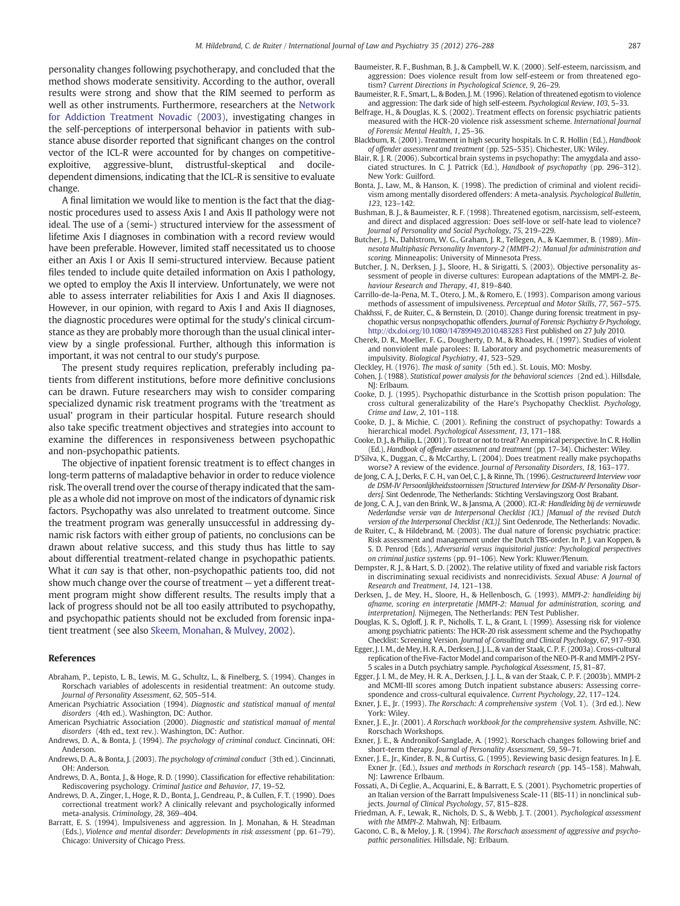personality changes following psychotherapy, and concluded that the method shows moderate sensitivity. According to the author, overall results were strong and show that the RIM seemed to perform as well as other instruments. Furthermore, researchers at the Network for Addiction Treatment Novadic (2003), investigating changes in the self-perceptions of interpersonal behavior in patients with substance abuse disorder reported that significant changes on the control vector of the ICL-R were accounted for by changes on competitive-exploitive, aggressive-blunt, distrustful-skeptical and docile-dependent dimensions, indicating that the ICL-R is sensitive to evaluate change.

A final limitation we would like to mention is the fact that the diagnostic procedures used to assess Axis I and Axis II pathology were not ideal. The use of a (semi-) structured interview for the assessment of lifetime Axis I diagnoses in combination with a record review would have been preferable. However, limited staff necessitated us to choose either an Axis I or Axis II semi-structured interview. Because patient files tended to include quite detailed information on Axis I pathology, we opted to employ the Axis II interview. Unfortunately, we were not able to assess interrater reliabilities for Axis I and Axis II diagnoses. However, in our opinion, with regard to Axis I and Axis II diagnoses, the diagnostic procedures were optimal for the study's clinical circumstance as they are probably more thorough than the usual clinical interview by a single professional. Further, although this information is important, it was not central to our study's purpose.

The present study requires replication, preferably including patients from different institutions, before more definitive conclusions can be drawn. Future researchers may wish to consider comparing specialized dynamic risk treatment programs with the 'treatment as usual' program in their particular hospital. Future research should also take specific treatment objectives and strategies into account to examine the differences in responsiveness between psychopathic and non-psychopathic patients.

The objective of inpatient forensic treatment is to effect changes in long-term patterns of maladaptive behavior in order to reduce violence risk. The overall trend over the course of therapy indicated that the sample as a whole did not improve on most of the indicators of dynamic risk factors. Psychopathy was also unrelated to treatment outcome. Since the treatment program was generally unsuccessful in addressing dynamic risk factors with either group of patients, no conclusions can be drawn about relative success, and this study thus has little to say about differential treatment-related change in psychopathic patients. What it *can* say is that other, non-psychopathic patients too, did not show much change over the course of treatment — yet a different treatment program might show different results. The results imply that a lack of progress should not be all too easily attributed to psychopathy, and psychopathic patients should not be excluded from forensic inpatient treatment (see also Skeem, Monahan, & Mulvey, 2002).

## References

Abraham, P., Lepisto, L. B., Lewis, M. G., Schultz, L., & Finelberg, S. (1994). Changes in Rorschach variables of adolescents in residential treatment: An outcome study. *Journal of Personality Assessment*, *62*, 505–514.

American Psychiatric Association (1994). *Diagnostic and statistical manual of mental disorders* (4th ed.). Washington, DC: Author.

American Psychiatric Association (2000). *Diagnostic and statistical manual of mental disorders* (4th ed., text rev.). Washington, DC: Author.

Andrews, D. A., & Bonta, J. (1994). *The psychology of criminal conduct.* Cincinnati, OH: Anderson.

Andrews, D. A., & Bonta, J. (2003). *The psychology of criminal conduct* (3th ed.). Cincinnati, OH: Anderson.

Andrews, D. A., Bonta, J., & Hoge, R. D. (1990). Classification for effective rehabilitation: Rediscovering psychology. *Criminal Justice and Behavior*, *17*, 19–52.

Andrews, D. A., Zinger, I., Hoge, R. D., Bonta, J., Gendreau, P., & Cullen, F. T. (1990). Does correctional treatment work? A clinically relevant and psychologically informed meta-analysis. *Criminology*, *28*, 369–404.

Barratt, E. S. (1994). Impulsiveness and aggression. In J. Monahan, & H. Steadman (Eds.), *Violence and mental disorder: Developments in risk assessment* (pp. 61–79). Chicago: University of Chicago Press.

Baumeister, R. F., Bushman, B. J., & Campbell, W. K. (2000). Self-esteem, narcissism, and aggression: Does violence result from low self-esteem or from threatened egotism? *Current Directions in Psychological Science*, *9*, 26–29.

Baumeister, R. F., Smart, L., & Boden, J. M. (1996). Relation of threatened egotism to violence and aggression: The dark side of high self-esteem. *Psychological Review*, *103*, 5–33.

Belfrage, H., & Douglas, K. S. (2002). Treatment effects on forensic psychiatric patients measured with the HCR-20 violence risk assessment scheme. *International Journal of Forensic Mental Health*, *1*, 25–36.

Blackburn, R. (2001). Treatment in high security hospitals. In C. R. Hollin (Ed.), *Handbook of offender assessment and treatment* (pp. 525–535). Chichester, UK: Wiley.

Blair, R. J. R. (2006). Subcortical brain systems in psychopathy: The amygdala and associated structures. In C. J. Patrick (Ed.), *Handbook of psychopathy* (pp. 296–312). New York: Guilford.

Bonta, J., Law, M., & Hanson, K. (1998). The prediction of criminal and violent recidivism among mentally disordered offenders: A meta-analysis. *Psychological Bulletin*, *123*, 123–142.

Bushman, B. J., & Baumeister, R. F. (1998). Threatened egotism, narcissism, self-esteem, and direct and displaced aggression: Does self-love or self-hate lead to violence? *Journal of Personality and Social Psychology*, *75*, 219–229.

Butcher, J. N., Dahlstrom, W. G., Graham, J. R., Tellegen, A., & Kaemmer, B. (1989). *Minnesota Multiphasic Personality Inventory-2 (MMPI-2): Manual for administration and scoring.* Minneapolis: University of Minnesota Press.

Butcher, J. N., Derksen, J. J., Sloore, H., & Sirigatti, S. (2003). Objective personality assessment of people in diverse cultures: European adaptations of the MMPI-2. *Behaviour Research and Therapy*, *41*, 819–840.

Carrillo-de-la-Pena, M. T., Otero, J. M., & Romero, E. (1993). Comparison among various methods of assessment of impulsiveness. *Perceptual and Motor Skills*, *77*, 567–575.

Chakhssi, F., de Ruiter, C., & Bernstein, D. (2010). Change during forensic treatment in psychopathic versus nonpsychopathic offenders. *Journal of Forensic Psychiatry & Psychology*, http://dx.doi.org/10.1080/14789949.2010.483283 First published on 27 July 2010.

Cherek, D. R., Moeller, F. G., Dougherty, D. M., & Rhoades, H. (1997). Studies of violent and nonviolent male parolees: II. Laboratory and psychometric measurements of impulsivity. *Biological Psychiatry*, *41*, 523–529.

Cleckley, H. (1976). *The mask of sanity* (5th ed.). St. Louis, MO: Mosby.

Cohen, J. (1988). *Statistical power analysis for the behavioral sciences* (2nd ed.). Hillsdale, NJ: Erlbaum.

Cooke, D. J. (1995). Psychopathic disturbance in the Scottish prison population: The cross cultural generalizability of the Hare's Psychopathy Checklist. *Psychology, Crime and Law*, *2*, 101–118.

Cooke, D. J., & Michie, C. (2001). Refining the construct of psychopathy: Towards a hierarchical model. *Psychological Assessment*, *13*, 171–188.

Cooke, D. J., & Philip, L. (2001). To treat or not to treat? An empirical perspective. In C. R. Hollin (Ed.), *Handbook of offender assessment and treatment* (pp. 17–34). Chichester: Wiley.

D'Silva, K., Duggan, C., & McCarthy, L. (2004). Does treatment really make psychopaths worse? A review of the evidence. *Journal of Personality Disorders*, *18*, 163–177.

de Jong, C. A. J., Derks, F. C. H., van Oel, C. J., & Rinne, Th. (1996). *Gestructureerd Interview voor de DSM-IV Persoonlijkheidsstoornissen [Structured Interview for DSM-IV Personality Disorders].* Sint Oedenrode, The Netherlands: Stichting Verslavingszorg Oost Brabant.

de Jong, C. A. J., van den Brink, W., & Jansma, A. (2000). *ICL-R: Handleiding bij de vernieuwde Nederlandse versie van de Interpersonal Checklist (ICL) [Manual of the revised Dutch version of the Interpersonal Checklist (ICL)].* Sint Oedenrode, The Netherlands: Novadic.

de Ruiter, C., & Hildebrand, M. (2003). The dual nature of forensic psychiatric practice: Risk assessment and management under the Dutch TBS-order. In P. J. van Koppen, & S. D. Penrod (Eds.), *Adversarial versus inquisitorial justice: Psychological perspectives on criminal justice systems* (pp. 91–106). New York: Kluwer/Plenum.

Dempster, R. J., & Hart, S. D. (2002). The relative utility of fixed and variable risk factors in discriminating sexual recidivists and nonrecidivists. *Sexual Abuse: A Journal of Research and Treatment*, *14*, 121–138.

Derksen, J., de Mey, H., Sloore, H., & Hellenbosch, G. (1993). *MMPI-2: handleiding bij afname, scoring en interpretatie [MMPI-2: Manual for administration, scoring, and interpretation].* Nijmegen, The Netherlands: PEN Test Publisher.

Douglas, K. S., Ogloff, J. R. P., Nicholls, T. L., & Grant, I. (1999). Assessing risk for violence among psychiatric patients: The HCR-20 risk assessment scheme and the Psychopathy Checklist: Screening Version. *Journal of Consulting and Clinical Psychology*, *67*, 917–930.

Egger, J. I. M., de Mey, H. R. A., Derksen, J. J. L., & van der Staak, C. P. F. (2003a). Cross-cultural replication of the Five-Factor Model and comparison of the NEO-PI-R and MMPI-2 PSY-5 scales in a Dutch psychiatry sample. *Psychological Assessment*, *15*, 81–87.

Egger, J. I. M., de Mey, H. R. A., Derksen, J. J. L., & van der Staak, C. P. F. (2003b). MMPI-2 and MCMI-III scores among Dutch inpatient substance abusers: Assessing correspondence and cross-cultural equivalence. *Current Psychology*, *22*, 117–124.

Exner, J. E., Jr. (1993). *The Rorschach: A comprehensive system* (Vol. 1). (3rd ed.). New York: Wiley.

Exner, J. E., Jr. (2001). *A Rorschach workbook for the comprehensive system.* Ashville, NC: Rorschach Workshops.

Exner, J. E., & Andronikof-Sanglade, A. (1992). Rorschach changes following brief and short-term therapy. *Journal of Personality Assessment*, *59*, 59–71.

Exner, J. E., Jr., Kinder, B. N., & Curtiss, G. (1995). Reviewing basic design features. In J. E. Exner Jr. (Ed.), *Issues and methods in Rorschach research* (pp. 145–158). Mahwah, NJ: Lawrence Erlbaum.

Fossati, A., Di Ceglie, A., Acquarini, E., & Barratt, E. S. (2001). Psychometric properties of an Italian version of the Barratt Impulsiveness Scale-11 (BIS-11) in nonclinical subjects. *Journal of Clinical Psychology*, *57*, 815–828.

Friedman, A. F., Lewak, R., Nichols, D. S., & Webb, J. T. (2001). *Psychological assessment with the MMPI-2.* Mahwah, NJ: Erlbaum.

Gacono, C. B., & Meloy, J. R. (1994). *The Rorschach assessment of aggressive and psychopathic personalities.* Hillsdale, NJ: Erlbaum.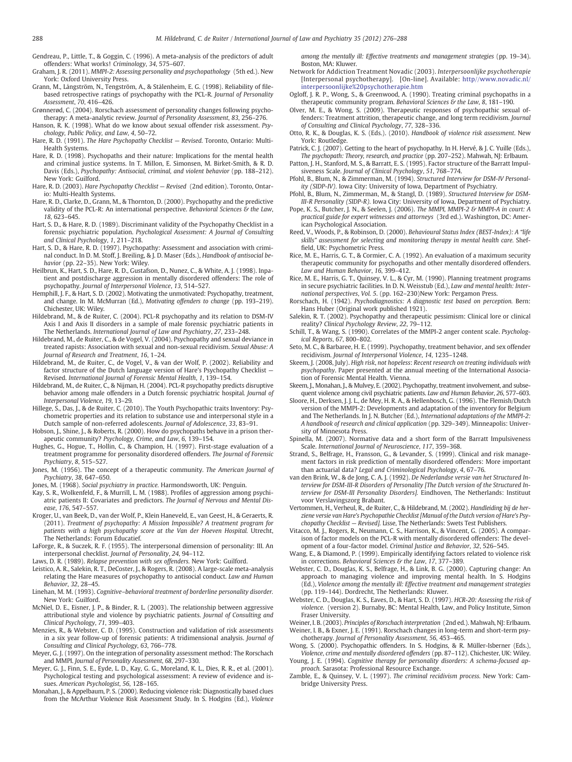Gendreau, P., Little, T., & Goggin, C. (1996). A meta-analysis of the predictors of adult offenders: What works! *Criminology*, *34*, 575–607.

Graham, J. R. (2011). *MMPI-2: Assessing personality and psychopathology* (5th ed.). New York: Oxford University Press.

Grann, M., Långström, N., Tengström, A., & Stålenheim, E. G. (1998). Reliability of file-based retrospective ratings of psychopathy with the PCL-R. *Journal of Personality Assessment*, *70*, 416–426.

Grønnerød, C. (2004). Rorschach assessment of personality changes following psychotherapy: A meta-analytic review. *Journal of Personality Assessment*, *83*, 256–276.

Hanson, R. K. (1998). What do we know about sexual offender risk assessment. *Psychology, Public Policy, and Law*, *4*, 50–72.

Hare, R. D. (1991). *The Hare Psychopathy Checklist — Revised.* Toronto, Ontario: Multi-Health Systems.

Hare, R. D. (1998). Psychopaths and their nature: Implications for the mental health and criminal justice systems. In T. Millon, E. Simonsen, M. Birket-Smith, & R. D. Davis (Eds.), *Psychopathy: Antisocial, criminal, and violent behavior* (pp. 188–212). New York: Guilford.

Hare, R. D. (2003). *Hare Psychopathy Checklist — Revised* (2nd edition). Toronto, Ontario: Multi-Health Systems.

Hare, R. D., Clarke, D., Grann, M., & Thornton, D. (2000). Psychopathy and the predictive validity of the PCL-R: An international perspective. *Behavioral Sciences & the Law*, *18*, 623–645.

Hart, S. D., & Hare, R. D. (1989). Discriminant validity of the Psychopathy Checklist in a forensic psychiatric population. *Psychological Assessment: A Journal of Consulting and Clinical Psychology*, *1*, 211–218.

Hart, S. D., & Hare, R. D. (1997). Psychopathy: Assessment and association with criminal conduct. In D. M. Stoff, J. Breiling, & J. D. Maser (Eds.), *Handbook of antisocial behavior* (pp. 22–35). New York: Wiley.

Heilbrun, K., Hart, S. D., Hare, R. D., Gustafson, D., Nunez, C., & White, A. J. (1998). Inpatient and postdischarge aggression in mentally disordered offenders: The role of psychopathy. *Journal of Interpersonal Violence*, *13*, 514–527.

Hemphill, J. F., & Hart, S. D. (2002). Motivating the unmotivated: Psychopathy, treatment, and change. In M. McMurran (Ed.), *Motivating offenders to change* (pp. 193–219). Chichester, UK: Wiley.

Hildebrand, M., & de Ruiter, C. (2004). PCL-R psychopathy and its relation to DSM-IV Axis I and Axis II disorders in a sample of male forensic psychiatric patients in The Netherlands. *International Journal of Law and Psychiatry*, *27*, 233–248.

Hildebrand, M., de Ruiter, C., & de Vogel, V. (2004). Psychopathy and sexual deviance in treated rapists: Association with sexual and non-sexual recidivism. *Sexual Abuse: A Journal of Research and Treatment*, *16*, 1–24.

Hildebrand, M., de Ruiter, C., de Vogel, V., & van der Wolf, P. (2002). Reliability and factor structure of the Dutch language version of Hare's Psychopathy Checklist — Revised. *International Journal of Forensic Mental Health*, *1*, 139–154.

Hildebrand, M., de Ruiter, C., & Nijman, H. (2004). PCL-R psychopathy predicts disruptive behavior among male offenders in a Dutch forensic psychiatric hospital. *Journal of Interpersonal Violence*, *19*, 13–29.

Hillege, S., Das, J., & de Ruiter, C. (2010). The Youth Psychopathic traits Inventory: Psychometric properties and its relation to substance use and interpersonal style in a Dutch sample of non-referred adolescents. *Journal of Adolescence*, *33*, 83–91.

Hobson, J., Shine, J., & Roberts, R. (2000). How do psychopaths behave in a prison therapeutic community? *Psychology, Crime, and Law*, *6*, 139–154.

Hughes, G., Hogue, T., Hollin, C., & Champion, H. (1997). First-stage evaluation of a treatment programme for personality disordered offenders. *The Journal of Forensic Psychiatry*, *8*, 515–527.

Jones, M. (1956). The concept of a therapeutic community. *The American Journal of Psychiatry*, *38*, 647–650.

Jones, M. (1968). *Social psychiatry in practice.* Harmondsworth, UK: Penguin.

Kay, S. R., Wolkenfeld, F., & Murrill, L. M. (1988). Profiles of aggression among psychiatric patients II: Covariates and predictors. *The Journal of Nervous and Mental Disease*, *176*, 547–557.

Kroger, U., van Beek, D., van der Wolf, P., Klein Haneveld, E., van Geest, H., & Geraerts, R. (2011). *Treatment of psychopathy: A Mission Impossible? A treatment program for patients with a high psychopathy score at the Van der Hoeven Hospital.* Utrecht, The Netherlands: Forum Educatief.

LaForge, R., & Suczek, R. F. (1955). The interpersonal dimension of personality: III. An interpersonal checklist. *Journal of Personality*, *24*, 94–112.

Laws, D. R. (1989). *Relapse prevention with sex offenders.* New York: Guilford.

Leistico, A. R., Salekin, R. T., DeCoster, J., & Rogers, R. (2008). A large-scale meta-analysis relating the Hare measures of psychopathy to antisocial conduct. *Law and Human Behavior*, *32*, 28–45.

Linehan, M. M. (1993). *Cognitive–behavioral treatment of borderline personality disorder.* New York: Guilford.

McNiel, D. E., Eisner, J. P., & Binder, R. L. (2003). The relationship between aggressive attributional style and violence by psychiatric patients. *Journal of Consulting and Clinical Psychology*, *71*, 399–403.

Menzies, R., & Webster, C. D. (1995). Construction and validation of risk assessments in a six year follow-up of forensic patients: A tridimensional analysis. *Journal of Consulting and Clinical Psychology*, *63*, 766–778.

Meyer, G. J. (1997). On the integration of personality assessment method: The Rorschach and MMPI. *Journal of Personality Assessment*, *68*, 297–330.

Meyer, G. J., Finn, S. E., Eyde, L. D., Kay, G. G., Moreland, K. L., Dies, R. R., et al. (2001). Psychological testing and psychological assessment: A review of evidence and issues. *American Psychologist*, *56*, 128–165.

Monahan, J., & Appelbaum, P. S. (2000). Reducing violence risk: Diagnostically based clues from the McArthur Violence Risk Assessment Study. In S. Hodgins (Ed.), *Violence among the mentally ill: Effective treatments and management strategies* (pp. 19–34). Boston, MA: Kluwer.

Network for Addiction Treatment Novadic (2003). *Interpersoonlijke psychotherapie* [Interpersonal psychotherapy]. [On-line]. Available: http//www.novadic.nl/interpersoonlijke%20psychotherapie.htm

Ogloff, J. R. P., Wong, S., & Greenwood, A. (1990). Treating criminal psychopaths in a therapeutic community program. *Behavioral Sciences & the Law*, *8*, 181–190.

Olver, M. E., & Wong, S. (2009). Therapeutic responses of psychopathic sexual offenders: Treatment attrition, therapeutic change, and long term recidivism. *Journal of Consulting and Clinical Psychology*, *77*, 328–336.

Otto, R. K., & Douglas, K. S. (Eds.). (2010). *Handbook of violence risk assessment.* New York: Routledge.

Patrick, C. J. (2007). Getting to the heart of psychopathy. In H. Hervé, & J. C. Yuille (Eds.), *The psychopath: Theory, research, and practice* (pp. 207–252). Mahwah, NJ: Erlbaum.

Patton, J. H., Stanford, M. S., & Barratt, E. S. (1995). Factor structure of the Barratt Impulsiveness Scale. *Journal of Clinical Psychology*, *51*, 768–774.

Pfohl, B., Blum, N., & Zimmerman, M. (1994). *Structured Interview for DSM-IV Personality (SIDP-IV).* Iowa City: University of Iowa, Department of Psychiatry.

Pfohl, B., Blum, N., Zimmerman, M., & Stangl, D. (1989). *Structured Interview for DSM-III-R Personality (SIDP-R).* Iowa City: University of Iowa, Department of Psychiatry.

Pope, K. S., Butcher, J. N., & Seelen, J. (2006). *The MMPI, MMPI-2 & MMPI-A in court: A practical guide for expert witnesses and attorneys* (3rd ed.). Washington, DC: American Psychological Association.

Reed, V., Woods, P., & Robinson, D. (2000). *Behavioural Status Index (BEST-Index): A "life skills" assessment for selecting and monitoring therapy in mental health care.* Sheffield, UK: Psychometric Press.

Rice, M. E., Harris, G. T., & Cormier, C. A. (1992). An evaluation of a maximum security therapeutic community for psychopaths and other mentally disordered offenders. *Law and Human Behavior*, *16*, 399–412.

Rice, M. E., Harris, G. T., Quinsey, V. L., & Cyr, M. (1990). Planning treatment programs in secure psychiatric facilities. In D. N. Weisstub (Ed.), *Law and mental health: International perspectives*, *Vol. 5*. (pp. 162–230)New York: Pergamon Press.

Rorschach, H. (1942). *Psychodiagnostics: A diagnostic test based on perception.* Bern: Hans Huber (Original work published 1921).

Salekin, R. T. (2002). Psychopathy and therapeutic pessimism: Clinical lore or clinical reality? *Clinical Psychology Review*, *22*, 79–112.

Schill, T., & Wang, S. (1990). Correlates of the MMPI-2 anger content scale. *Psychological Reports*, *67*, 800–802.

Seto, M. C., & Barbaree, H. E. (1999). Psychopathy, treatment behavior, and sex offender recidivism. *Journal of Interpersonal Violence*, *14*, 1235–1248.

Skeem, J. (2008, July). *High risk, not hopeless: Recent research on treating individuals with psychopathy.* Paper presented at the annual meeting of the International Association of Forensic Mental Health. Vienna.

Skeem, J., Monahan, J., & Mulvey, E. (2002). Psychopathy, treatment involvement, and subsequent violence among civil psychiatric patients. *Law and Human Behavior*, *26*, 577–603.

Sloore, H., Derksen, J. J. L., de Mey, H. R. A., & Hellenbosch, G. (1996). The Flemish/Dutch version of the MMPI-2: Developments and adaptation of the inventory for Belgium and The Netherlands. In J. N. Butcher (Ed.), *International adaptations of the MMPI-2: A handbook of research and clinical application* (pp. 329–349). Minneapolis: University of Minnesota Press.

Spinella, M. (2007). Normative data and a short form of the Barratt Impulsiveness Scale. *International Journal of Neuroscience*, *117*, 359–368.

Strand, S., Belfrage, H., Fransson, G., & Levander, S. (1999). Clinical and risk management factors in risk prediction of mentally disordered offenders: More important than actuarial data? *Legal and Criminological Psychology*, *4*, 67–76.

van den Brink, W., & de Jong, C. A. J. (1992). *De Nederlandse versie van het Structured Interview for DSM-III-R Disorders of Personality [The Dutch version of the Structured Interview for DSM-III Personality Disorders].* Eindhoven, The Netherlands: Instituut voor Verslavingszorg Brabant.

Vertommen, H., Verheul, R., de Ruiter, C., & Hildebrand, M. (2002). *Handleiding bij de herziene versie van Hare's Psychopathie Checklist [Manual of the Dutch version of Hare's Psychopathy Checklist — Revised].* Lisse, The Netherlands: Swets Test Publishers.

Vitacco, M. J., Rogers, R., Neumann, C. S., Harrison, K., & Vincent, G. (2005). A comparison of factor models on the PCL-R with mentally disordered offenders: The development of a four-factor model. *Criminal Justice and Behavior*, *32*, 526–545.

Wang, E., & Diamond, P. (1999). Empirically identifying factors related to violence risk in corrections. *Behavioral Sciences & the Law*, *17*, 377–389.

Webster, C. D., Douglas, K. S., Belfrage, H., & Link, B. G. (2000). Capturing change: An approach to managing violence and improving mental health. In S. Hodgins (Ed.), *Violence among the mentally ill: Effective treatment and management strategies* (pp. 119–144). Dordrecht, The Netherlands: Kluwer.

Webster, C. D., Douglas, K. S., Eaves, D., & Hart, S. D. (1997). *HCR-20: Assessing the risk of violence.* (version 2). Burnaby, BC: Mental Health, Law, and Policy Institute, Simon Fraser University.

Weiner, I. B. (2003). *Principles of Rorschach interpretation* (2nd ed.). Mahwah, NJ: Erlbaum.

Weiner, I. B., & Exner, J. E. (1991). Rorschach changes in long-term and short-term psychotherapy. *Journal of Personality Assessment*, *56*, 453–465.

Wong, S. (2000). Psychopathic offenders. In S. Hodgins, & R. Müller-Isberner (Eds.), *Violence, crime and mentally disordered offenders* (pp. 87–112). Chichester, UK: Wiley.

Young, J. E. (1994). *Cognitive therapy for personality disorders: A schema-focused approach.* Sarasota: Professional Resource Exchange.

Zamble, E., & Quinsey, V. L. (1997). *The criminal recidivism process.* New York: Cambridge University Press.